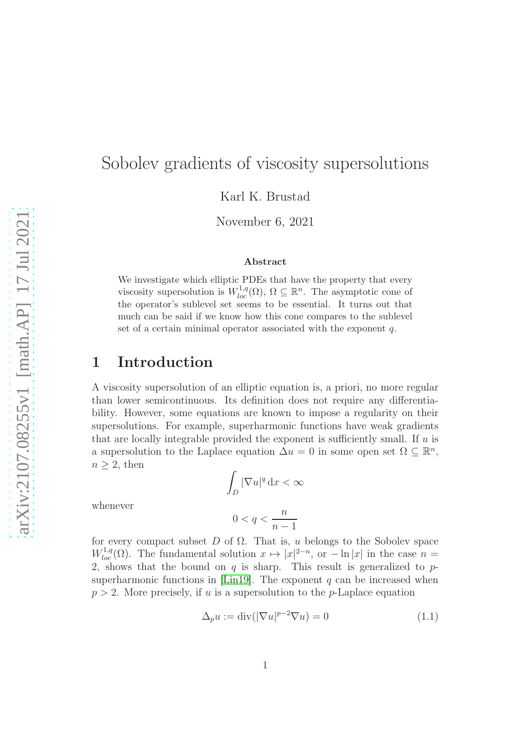# Sobolev gradients of viscosity supersolutions

Karl K. Brustad

November 6, 2021

### Abstract

We investigate which elliptic PDEs that have the property that every viscosity supersolution is $W^{1,q}_{loc}(\Omega)$, $\Omega \subseteq \mathbb{R}^n$. The asymptotic cone of the operator's sublevel set seems to be essential. It turns out that much can be said if we know how this cone compares to the sublevel set of a certain minimal operator associated with the exponent $q$.

## 1 Introduction

A viscosity supersolution of an elliptic equation is, a priori, no more regular than lower semicontinuous. Its definition does not require any differentiability. However, some equations are known to impose a regularity on their supersolutions. For example, superharmonic functions have weak gradients that are locally integrable provided the exponent is sufficiently small. If $u$ is a supersolution to the Laplace equation $\Delta u = 0$ in some open set $\Omega \subseteq \mathbb{R}^n$, $n \geq 2$, then

$$\int_D |\nabla u|^q \, \mathrm{d}x < \infty$$

whenever

$$0 < q < \frac{n}{n-1}$$

for every compact subset $D$ of $\Omega$. That is, $u$ belongs to the Sobolev space $W^{1,q}_{loc}(\Omega)$. The fundamental solution $x \mapsto |x|^{2-n}$, or $-\ln |x|$ in the case $n = 2$, shows that the bound on $q$ is sharp. This result is generalized to $p$-superharmonic functions in [Lin19]. The exponent $q$ can be increased when $p > 2$. More precisely, if $u$ is a supersolution to the $p$-Laplace equation

$$\Delta_p u := \operatorname{div}(|\nabla u|^{p-2} \nabla u) = 0 \tag{1.1}$$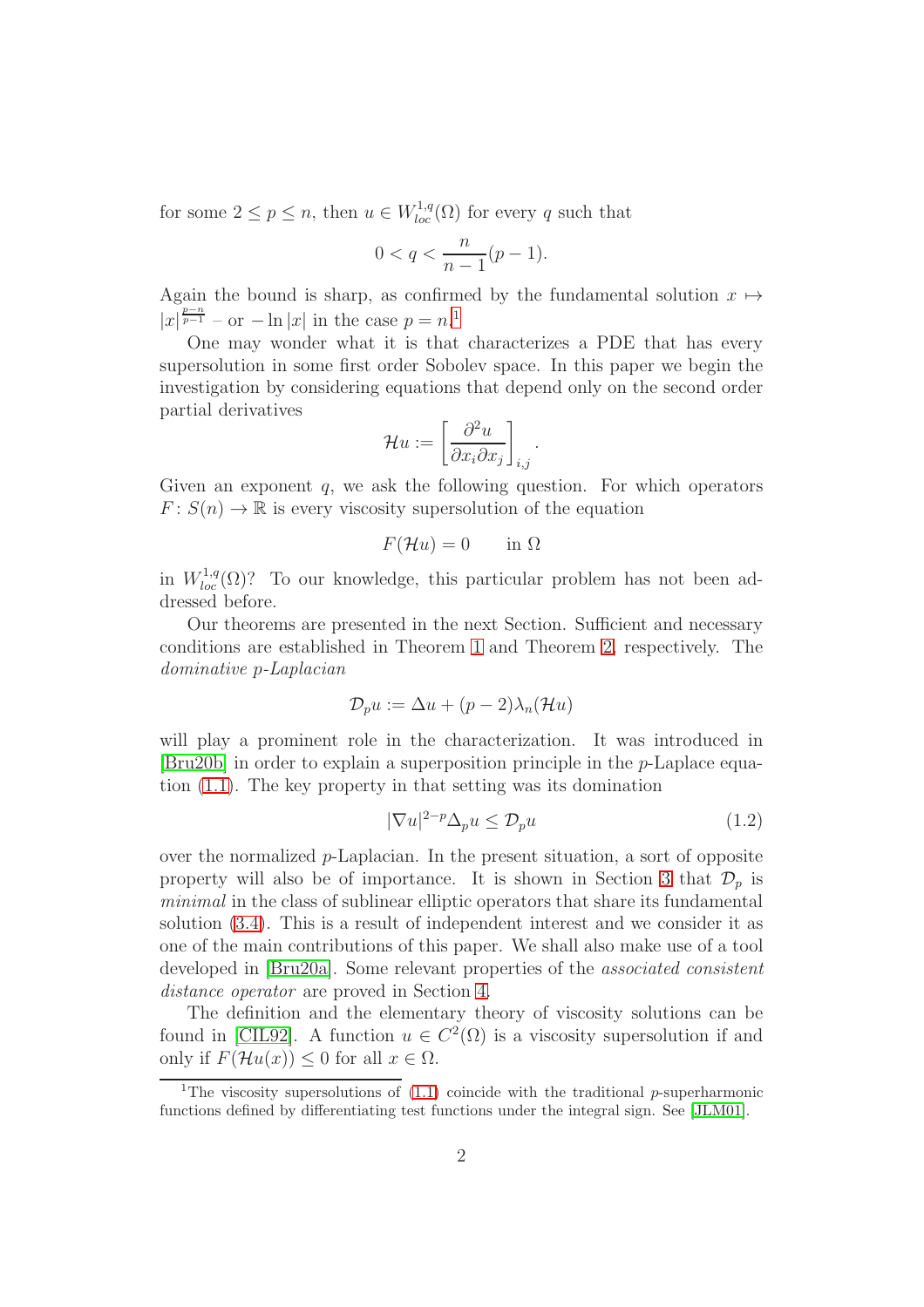for some $2 \leq p \leq n$, then $u \in W^{1,q}_{loc}(\Omega)$ for every $q$ such that

$$0 < q < \frac{n}{n-1}(p-1).$$

Again the bound is sharp, as confirmed by the fundamental solution $x \mapsto |x|^{\frac{p-n}{p-1}}$ – or $-\ln|x|$ in the case $p = n$.[1]

One may wonder what it is that characterizes a PDE that has every supersolution in some first order Sobolev space. In this paper we begin the investigation by considering equations that depend only on the second order partial derivatives

$$\mathcal{H}u := \left[\frac{\partial^2 u}{\partial x_i \partial x_j}\right]_{i,j}.$$

Given an exponent $q$, we ask the following question. For which operators $F\colon S(n) \to \mathbb{R}$ is every viscosity supersolution of the equation

$$F(\mathcal{H}u) = 0 \qquad \text{in } \Omega$$

in $W^{1,q}_{loc}(\Omega)$? To our knowledge, this particular problem has not been addressed before.

Our theorems are presented in the next Section. Sufficient and necessary conditions are established in Theorem 1 and Theorem 2, respectively. The *dominative p-Laplacian*

$$\mathcal{D}_p u := \Delta u + (p-2)\lambda_n(\mathcal{H}u)$$

will play a prominent role in the characterization. It was introduced in [Bru20b] in order to explain a superposition principle in the $p$-Laplace equation (1.1). The key property in that setting was its domination

$$|\nabla u|^{2-p}\Delta_p u \leq \mathcal{D}_p u \tag{1.2}$$

over the normalized $p$-Laplacian. In the present situation, a sort of opposite property will also be of importance. It is shown in Section 3 that $\mathcal{D}_p$ is *minimal* in the class of sublinear elliptic operators that share its fundamental solution (3.4). This is a result of independent interest and we consider it as one of the main contributions of this paper. We shall also make use of a tool developed in [Bru20a]. Some relevant properties of the *associated consistent distance operator* are proved in Section 4.

The definition and the elementary theory of viscosity solutions can be found in [CIL92]. A function $u \in C^2(\Omega)$ is a viscosity supersolution if and only if $F(\mathcal{H}u(x)) \leq 0$ for all $x \in \Omega$.

[1] The viscosity supersolutions of (1.1) coincide with the traditional $p$-superharmonic functions defined by differentiating test functions under the integral sign. See [JLM01].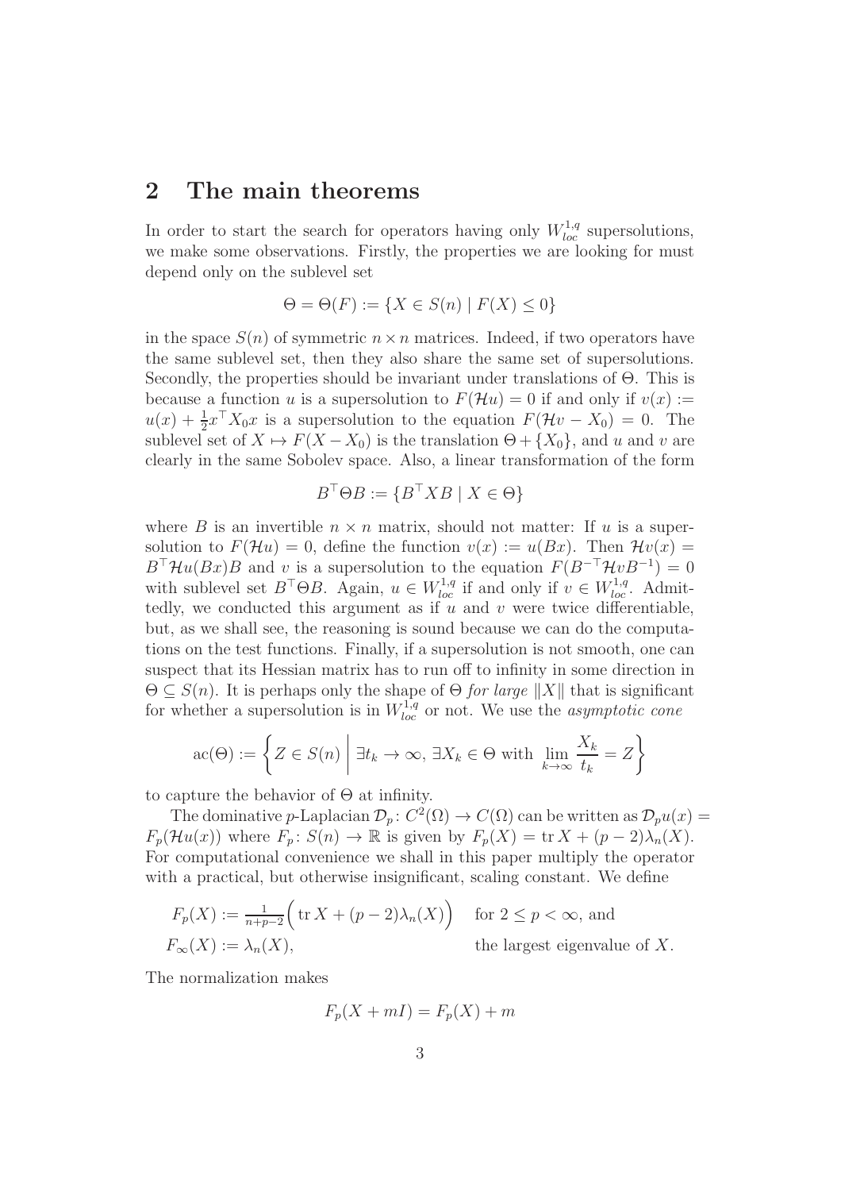## 2 The main theorems

In order to start the search for operators having only $W^{1,q}_{loc}$ supersolutions, we make some observations. Firstly, the properties we are looking for must depend only on the sublevel set

$$\Theta = \Theta(F) := \{X \in S(n) \mid F(X) \leq 0\}$$

in the space $S(n)$ of symmetric $n \times n$ matrices. Indeed, if two operators have the same sublevel set, then they also share the same set of supersolutions. Secondly, the properties should be invariant under translations of $\Theta$. This is because a function $u$ is a supersolution to $F(\mathcal{H}u) = 0$ if and only if $v(x) := u(x) + \frac{1}{2}x^\top X_0 x$ is a supersolution to the equation $F(\mathcal{H}v - X_0) = 0$. The sublevel set of $X \mapsto F(X - X_0)$ is the translation $\Theta + \{X_0\}$, and $u$ and $v$ are clearly in the same Sobolev space. Also, a linear transformation of the form

$$B^\top \Theta B := \{B^\top X B \mid X \in \Theta\}$$

where $B$ is an invertible $n \times n$ matrix, should not matter: If $u$ is a supersolution to $F(\mathcal{H}u) = 0$, define the function $v(x) := u(Bx)$. Then $\mathcal{H}v(x) = B^\top \mathcal{H}u(Bx)B$ and $v$ is a supersolution to the equation $F(B^{-\top}\mathcal{H}vB^{-1}) = 0$ with sublevel set $B^\top \Theta B$. Again, $u \in W^{1,q}_{loc}$ if and only if $v \in W^{1,q}_{loc}$. Admittedly, we conducted this argument as if $u$ and $v$ were twice differentiable, but, as we shall see, the reasoning is sound because we can do the computations on the test functions. Finally, if a supersolution is not smooth, one can suspect that its Hessian matrix has to run off to infinity in some direction in $\Theta \subseteq S(n)$. It is perhaps only the shape of $\Theta$ *for large* $\|X\|$ that is significant for whether a supersolution is in $W^{1,q}_{loc}$ or not. We use the *asymptotic cone*

$$\operatorname{ac}(\Theta) := \left\{ Z \in S(n) \;\middle|\; \exists t_k \to \infty,\ \exists X_k \in \Theta \text{ with } \lim_{k\to\infty} \frac{X_k}{t_k} = Z \right\}$$

to capture the behavior of $\Theta$ at infinity.

The dominative $p$-Laplacian $\mathcal{D}_p \colon C^2(\Omega) \to C(\Omega)$ can be written as $\mathcal{D}_p u(x) = F_p(\mathcal{H}u(x))$ where $F_p \colon S(n) \to \mathbb{R}$ is given by $F_p(X) = \operatorname{tr} X + (p-2)\lambda_n(X)$. For computational convenience we shall in this paper multiply the operator with a practical, but otherwise insignificant, scaling constant. We define

$$
\begin{aligned}
F_p(X) &:= \tfrac{1}{n+p-2}\Big(\operatorname{tr} X + (p-2)\lambda_n(X)\Big) \quad && \text{for } 2 \leq p < \infty, \text{ and} \\
F_\infty(X) &:= \lambda_n(X), && \text{the largest eigenvalue of } X.
\end{aligned}
$$

The normalization makes

$$F_p(X + mI) = F_p(X) + m$$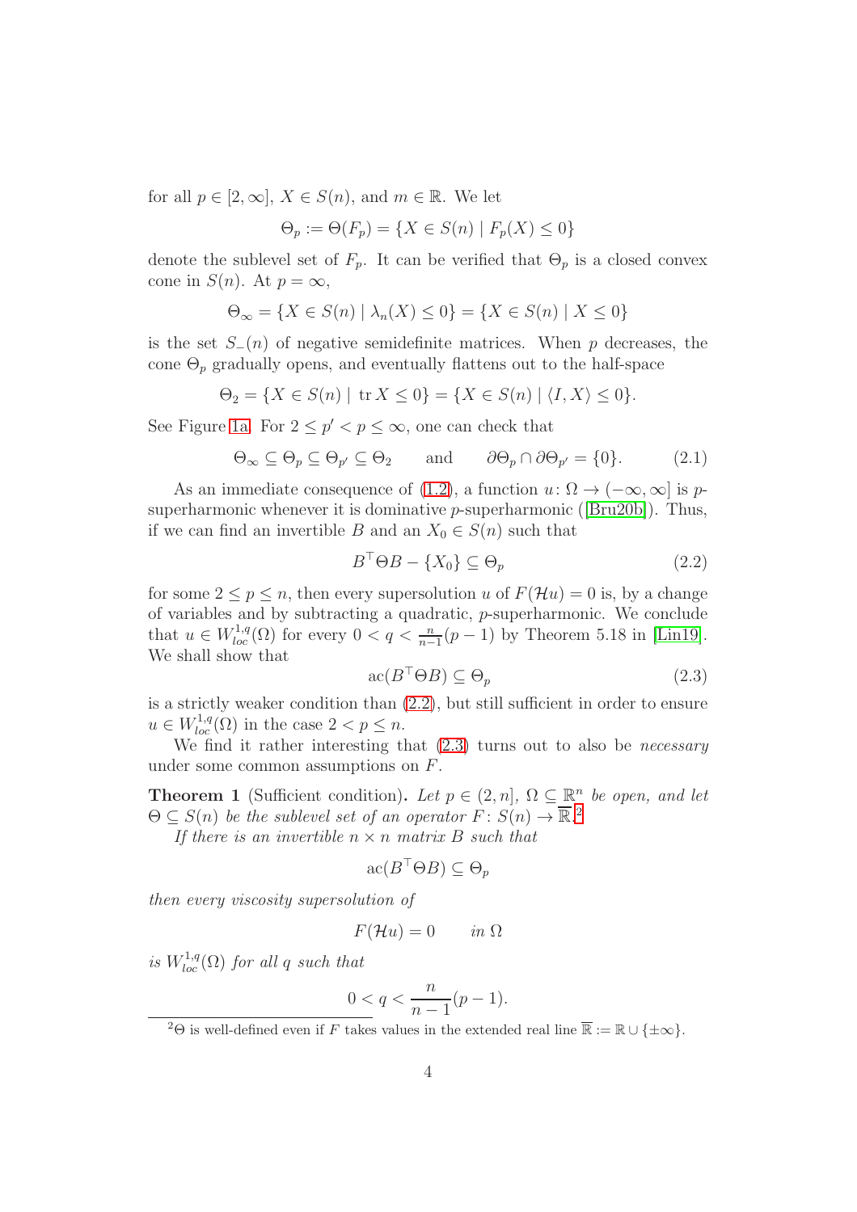for all $p \in [2, \infty]$, $X \in S(n)$, and $m \in \mathbb{R}$. We let

$$\Theta_p := \Theta(F_p) = \{X \in S(n) \mid F_p(X) \leq 0\}$$

denote the sublevel set of $F_p$. It can be verified that $\Theta_p$ is a closed convex cone in $S(n)$. At $p = \infty$,

$$\Theta_\infty = \{X \in S(n) \mid \lambda_n(X) \leq 0\} = \{X \in S(n) \mid X \leq 0\}$$

is the set $S_-(n)$ of negative semidefinite matrices. When $p$ decreases, the cone $\Theta_p$ gradually opens, and eventually flattens out to the half-space

$$\Theta_2 = \{X \in S(n) \mid \operatorname{tr} X \leq 0\} = \{X \in S(n) \mid \langle I, X\rangle \leq 0\}.$$

See Figure 1a. For $2 \leq p' < p \leq \infty$, one can check that

$$\Theta_\infty \subseteq \Theta_p \subseteq \Theta_{p'} \subseteq \Theta_2 \qquad \text{and} \qquad \partial\Theta_p \cap \partial\Theta_{p'} = \{0\}. \tag{2.1}$$

As an immediate consequence of (1.2), a function $u\colon \Omega \to (-\infty, \infty]$ is $p$-superharmonic whenever it is dominative $p$-superharmonic ([Bru20b]). Thus, if we can find an invertible $B$ and an $X_0 \in S(n)$ such that

$$B^\top \Theta B - \{X_0\} \subseteq \Theta_p \tag{2.2}$$

for some $2 \leq p \leq n$, then every supersolution $u$ of $F(\mathcal{H}u) = 0$ is, by a change of variables and by subtracting a quadratic, $p$-superharmonic. We conclude that $u \in W^{1,q}_{loc}(\Omega)$ for every $0 < q < \frac{n}{n-1}(p-1)$ by Theorem 5.18 in [Lin19]. We shall show that

$$\operatorname{ac}(B^\top \Theta B) \subseteq \Theta_p \tag{2.3}$$

is a strictly weaker condition than (2.2), but still sufficient in order to ensure $u \in W^{1,q}_{loc}(\Omega)$ in the case $2 < p \leq n$.

We find it rather interesting that (2.3) turns out to also be *necessary* under some common assumptions on $F$.

**Theorem 1** (Sufficient condition)**.** *Let $p \in (2, n]$, $\Omega \subseteq \mathbb{R}^n$ be open, and let $\Theta \subseteq S(n)$ be the sublevel set of an operator $F\colon S(n) \to \overline{\mathbb{R}}$.*[2]

*If there is an invertible $n \times n$ matrix $B$ such that*

$$\operatorname{ac}(B^\top \Theta B) \subseteq \Theta_p$$

*then every viscosity supersolution of*

$$F(\mathcal{H}u) = 0 \qquad \text{in } \Omega$$

*is $W^{1,q}_{loc}(\Omega)$ for all $q$ such that*

$$0 < q < \frac{n}{n-1}(p-1).$$

[2] $\Theta$ is well-defined even if $F$ takes values in the extended real line $\overline{\mathbb{R}} := \mathbb{R} \cup \{\pm\infty\}$.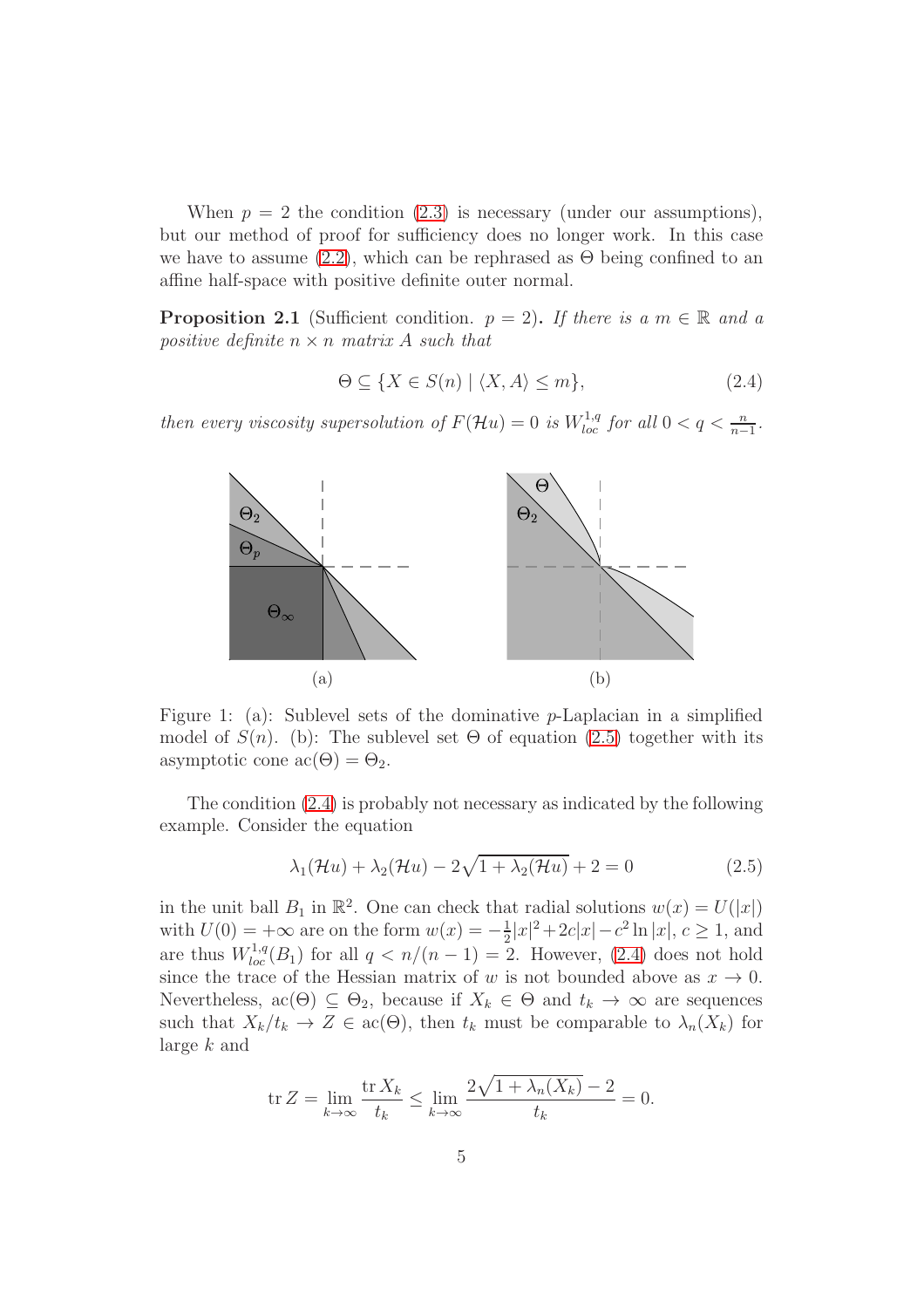When $p = 2$ the condition (2.3) is necessary (under our assumptions), but our method of proof for sufficiency does no longer work. In this case we have to assume (2.2), which can be rephrased as $\Theta$ being confined to an affine half-space with positive definite outer normal.

**Proposition 2.1** (Sufficient condition. $p = 2$)**.** *If there is a $m \in \mathbb{R}$ and a positive definite $n \times n$ matrix $A$ such that*

$$\Theta \subseteq \{X \in S(n) \mid \langle X, A \rangle \leq m\}, \tag{2.4}$$

*then every viscosity supersolution of $F(\mathcal{H}u) = 0$ is $W^{1,q}_{loc}$ for all $0 < q < \frac{n}{n-1}$.*

Figure 1: (a): Sublevel sets of the dominative $p$-Laplacian in a simplified model of $S(n)$. (b): The sublevel set $\Theta$ of equation (2.5) together with its asymptotic cone $\mathrm{ac}(\Theta) = \Theta_2$.

The condition (2.4) is probably not necessary as indicated by the following example. Consider the equation

$$\lambda_1(\mathcal{H}u) + \lambda_2(\mathcal{H}u) - 2\sqrt{1 + \lambda_2(\mathcal{H}u)} + 2 = 0 \tag{2.5}$$

in the unit ball $B_1$ in $\mathbb{R}^2$. One can check that radial solutions $w(x) = U(|x|)$ with $U(0) = +\infty$ are on the form $w(x) = -\frac{1}{2}|x|^2 + 2c|x| - c^2 \ln |x|$, $c \geq 1$, and are thus $W^{1,q}_{loc}(B_1)$ for all $q < n/(n-1) = 2$. However, (2.4) does not hold since the trace of the Hessian matrix of $w$ is not bounded above as $x \to 0$. Nevertheless, $\mathrm{ac}(\Theta) \subseteq \Theta_2$, because if $X_k \in \Theta$ and $t_k \to \infty$ are sequences such that $X_k/t_k \to Z \in \mathrm{ac}(\Theta)$, then $t_k$ must be comparable to $\lambda_n(X_k)$ for large $k$ and

$$\operatorname{tr} Z = \lim_{k\to\infty} \frac{\operatorname{tr} X_k}{t_k} \leq \lim_{k\to\infty} \frac{2\sqrt{1 + \lambda_n(X_k)} - 2}{t_k} = 0.$$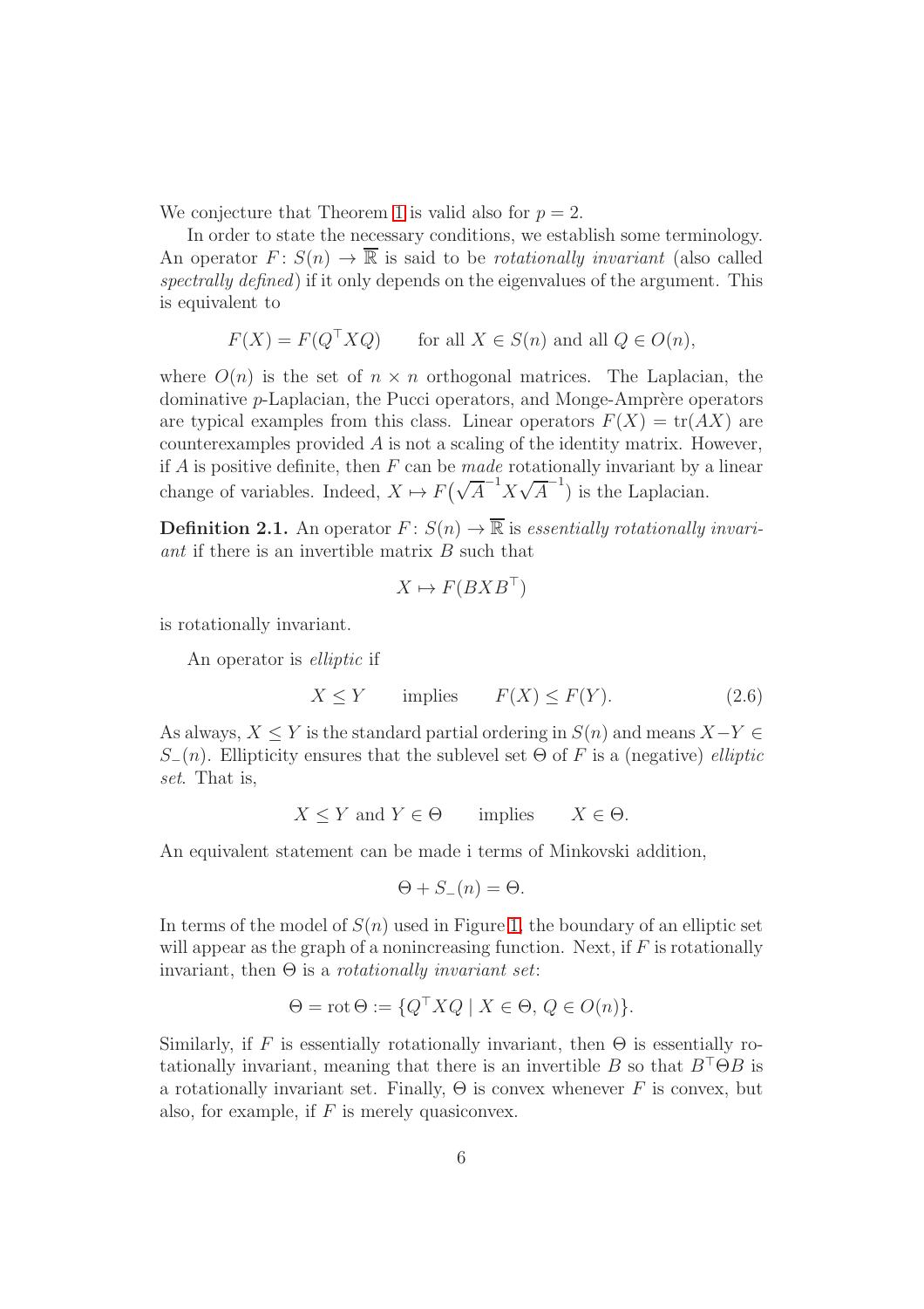We conjecture that Theorem 1 is valid also for $p = 2$.

In order to state the necessary conditions, we establish some terminology. An operator $F \colon S(n) \to \overline{\mathbb{R}}$ is said to be *rotationally invariant* (also called *spectrally defined*) if it only depends on the eigenvalues of the argument. This is equivalent to

$$F(X) = F(Q^\top X Q) \qquad \text{for all } X \in S(n) \text{ and all } Q \in O(n),$$

where $O(n)$ is the set of $n \times n$ orthogonal matrices. The Laplacian, the dominative $p$-Laplacian, the Pucci operators, and Monge-Amprère operators are typical examples from this class. Linear operators $F(X) = \operatorname{tr}(AX)$ are counterexamples provided $A$ is not a scaling of the identity matrix. However, if $A$ is positive definite, then $F$ can be *made* rotationally invariant by a linear change of variables. Indeed, $X \mapsto F\big(\sqrt{A}^{-1} X \sqrt{A}^{-1}\big)$ is the Laplacian.

**Definition 2.1.** An operator $F \colon S(n) \to \overline{\mathbb{R}}$ is *essentially rotationally invariant* if there is an invertible matrix $B$ such that

$$X \mapsto F(BXB^\top)$$

is rotationally invariant.

An operator is *elliptic* if

$$X \leq Y \qquad \text{implies} \qquad F(X) \leq F(Y). \tag{2.6}$$

As always, $X \leq Y$ is the standard partial ordering in $S(n)$ and means $X - Y \in S_-(n)$. Ellipticity ensures that the sublevel set $\Theta$ of $F$ is a (negative) *elliptic set*. That is,

$$X \leq Y \text{ and } Y \in \Theta \qquad \text{implies} \qquad X \in \Theta.$$

An equivalent statement can be made i terms of Minkovski addition,

$$\Theta + S_-(n) = \Theta.$$

In terms of the model of $S(n)$ used in Figure 1, the boundary of an elliptic set will appear as the graph of a nonincreasing function. Next, if $F$ is rotationally invariant, then $\Theta$ is a *rotationally invariant set*:

$$\Theta = \operatorname{rot} \Theta := \{Q^\top X Q \mid X \in \Theta,\, Q \in O(n)\}.$$

Similarly, if $F$ is essentially rotationally invariant, then $\Theta$ is essentially rotationally invariant, meaning that there is an invertible $B$ so that $B^\top \Theta B$ is a rotationally invariant set. Finally, $\Theta$ is convex whenever $F$ is convex, but also, for example, if $F$ is merely quasiconvex.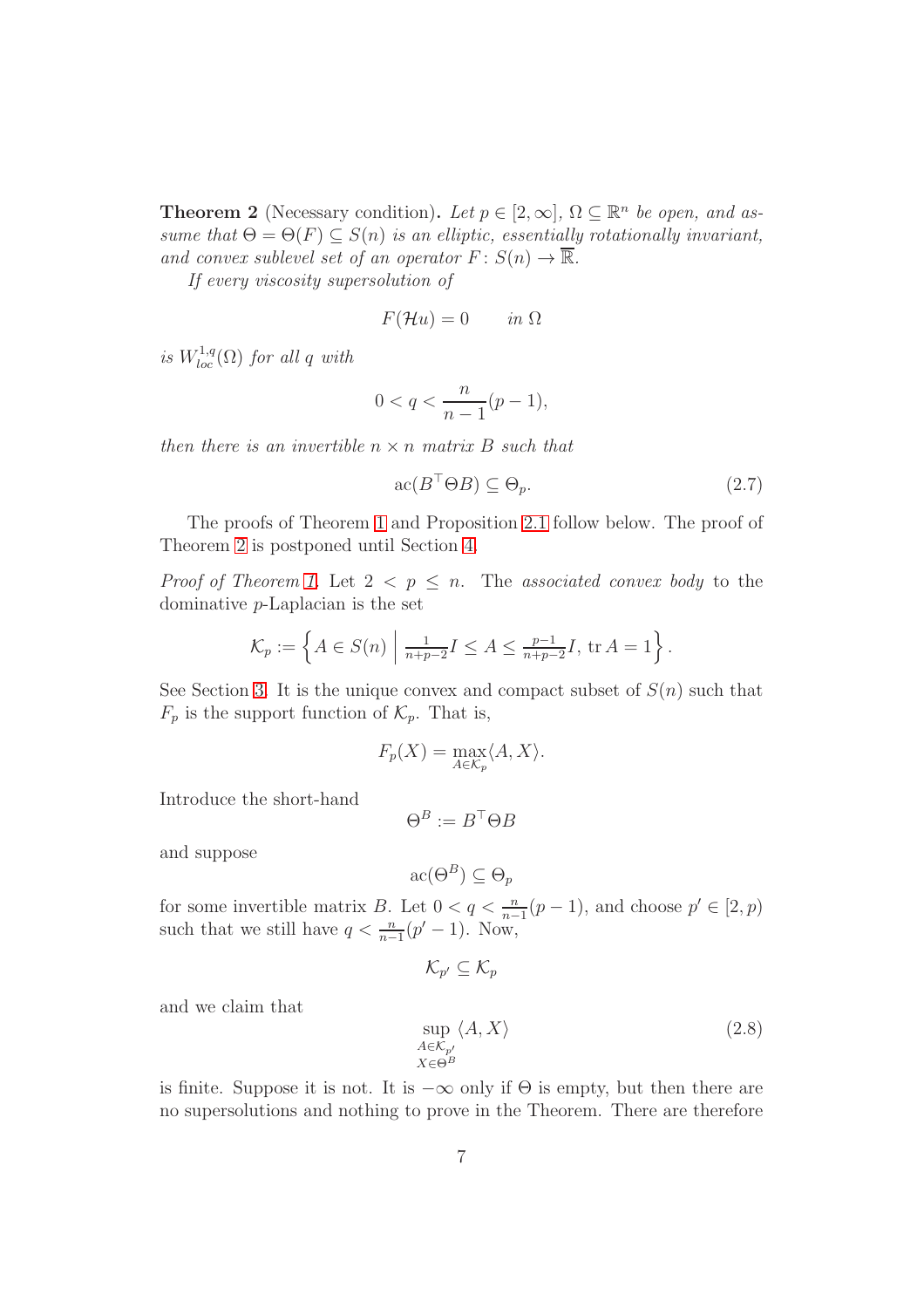**Theorem 2** (Necessary condition)**.** *Let $p \in [2, \infty]$, $\Omega \subseteq \mathbb{R}^n$ be open, and assume that $\Theta = \Theta(F) \subseteq S(n)$ is an elliptic, essentially rotationally invariant, and convex sublevel set of an operator $F \colon S(n) \to \overline{\mathbb{R}}$.*

*If every viscosity supersolution of*

$$F(\mathcal{H}u) = 0 \qquad \text{in } \Omega$$

*is $W^{1,q}_{loc}(\Omega)$ for all $q$ with*

$$0 < q < \frac{n}{n-1}(p-1),$$

*then there is an invertible $n \times n$ matrix $B$ such that*

$$\operatorname{ac}(B^\top \Theta B) \subseteq \Theta_p. \tag{2.7}$$

The proofs of Theorem 1 and Proposition 2.1 follow below. The proof of Theorem 2 is postponed until Section 4.

*Proof of Theorem 1.* Let $2 < p \leq n$. The *associated convex body* to the dominative $p$-Laplacian is the set

$$\mathcal{K}_p := \left\{ A \in S(n) \;\middle|\; \tfrac{1}{n+p-2} I \leq A \leq \tfrac{p-1}{n+p-2} I, \ \operatorname{tr} A = 1 \right\}.$$

See Section 3. It is the unique convex and compact subset of $S(n)$ such that $F_p$ is the support function of $\mathcal{K}_p$. That is,

$$F_p(X) = \max_{A \in \mathcal{K}_p} \langle A, X \rangle.$$

Introduce the short-hand

$$\Theta^B := B^\top \Theta B$$

and suppose

$$\operatorname{ac}(\Theta^B) \subseteq \Theta_p$$

for some invertible matrix $B$. Let $0 < q < \frac{n}{n-1}(p-1)$, and choose $p' \in [2, p)$ such that we still have $q < \frac{n}{n-1}(p'-1)$. Now,

$$\mathcal{K}_{p'} \subseteq \mathcal{K}_p$$

and we claim that

$$\sup_{\substack{A \in \mathcal{K}_{p'} \\ X \in \Theta^B}} \langle A, X \rangle \tag{2.8}$$

is finite. Suppose it is not. It is $-\infty$ only if $\Theta$ is empty, but then there are no supersolutions and nothing to prove in the Theorem. There are therefore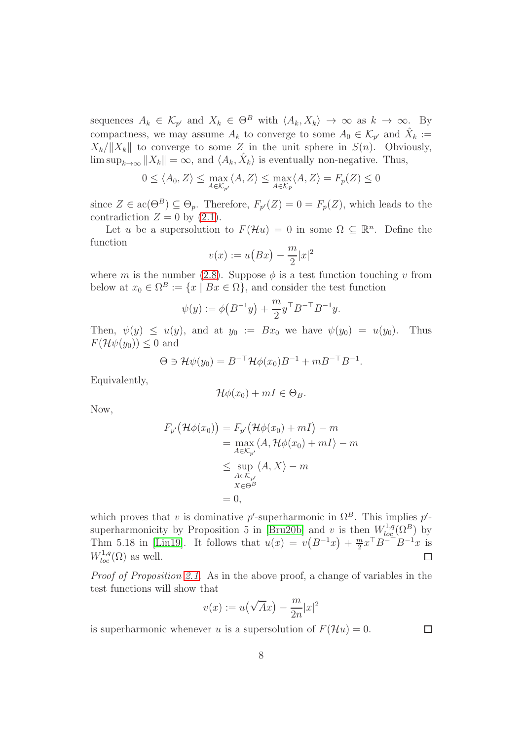sequences $A_k \in \mathcal{K}_{p'}$ and $X_k \in \Theta^B$ with $\langle A_k, X_k\rangle \to \infty$ as $k \to \infty$. By compactness, we may assume $A_k$ to converge to some $A_0 \in \mathcal{K}_{p'}$ and $\hat{X}_k := X_k/\|X_k\|$ to converge to some $Z$ in the unit sphere in $S(n)$. Obviously, $\limsup_{k\to\infty} \|X_k\| = \infty$, and $\langle A_k, \hat{X}_k\rangle$ is eventually non-negative. Thus,

$$0 \le \langle A_0, Z\rangle \le \max_{A\in\mathcal{K}_{p'}} \langle A, Z\rangle \le \max_{A\in\mathcal{K}_p} \langle A, Z\rangle = F_p(Z) \le 0$$

since $Z \in \mathrm{ac}(\Theta^B) \subseteq \Theta_p$. Therefore, $F_{p'}(Z) = 0 = F_p(Z)$, which leads to the contradiction $Z = 0$ by (2.1).

Let $u$ be a supersolution to $F(\mathcal{H}u) = 0$ in some $\Omega \subseteq \mathbb{R}^n$. Define the function

$$v(x) := u\big(Bx\big) - \frac{m}{2}|x|^2$$

where $m$ is the number (2.8). Suppose $\phi$ is a test function touching $v$ from below at $x_0 \in \Omega^B := \{x \mid Bx \in \Omega\}$, and consider the test function

$$\psi(y) := \phi\big(B^{-1}y\big) + \frac{m}{2} y^\top B^{-\top} B^{-1} y.$$

Then, $\psi(y) \le u(y)$, and at $y_0 := Bx_0$ we have $\psi(y_0) = u(y_0)$. Thus $F(\mathcal{H}\psi(y_0)) \le 0$ and

$$\Theta \ni \mathcal{H}\psi(y_0) = B^{-\top}\mathcal{H}\phi(x_0)B^{-1} + mB^{-\top}B^{-1}.$$

Equivalently,

$$\mathcal{H}\phi(x_0) + mI \in \Theta_B.$$

Now,

$$\begin{aligned}
F_{p'}\big(\mathcal{H}\phi(x_0)\big) &= F_{p'}\big(\mathcal{H}\phi(x_0) + mI\big) - m \\
&= \max_{A\in\mathcal{K}_{p'}} \langle A, \mathcal{H}\phi(x_0) + mI\rangle - m \\
&\le \sup_{\substack{A\in\mathcal{K}_{p'} \\ X\in\Theta^B}} \langle A, X\rangle - m \\
&= 0,
\end{aligned}$$

which proves that $v$ is dominative $p'$-superharmonic in $\Omega^B$. This implies $p'$-superharmonicity by Proposition 5 in [Bru20b] and $v$ is then $W^{1,q}_{loc}(\Omega^B)$ by Thm 5.18 in [Lin19]. It follows that $u(x) = v\big(B^{-1}x\big) + \frac{m}{2}x^\top B^{-\top}B^{-1}x$ is $W^{1,q}_{loc}(\Omega)$ as well. $\square$

*Proof of Proposition 2.1.* As in the above proof, a change of variables in the test functions will show that

$$v(x) := u\big(\sqrt{A}x\big) - \frac{m}{2n}|x|^2$$

is superharmonic whenever $u$ is a supersolution of $F(\mathcal{H}u) = 0$. $\square$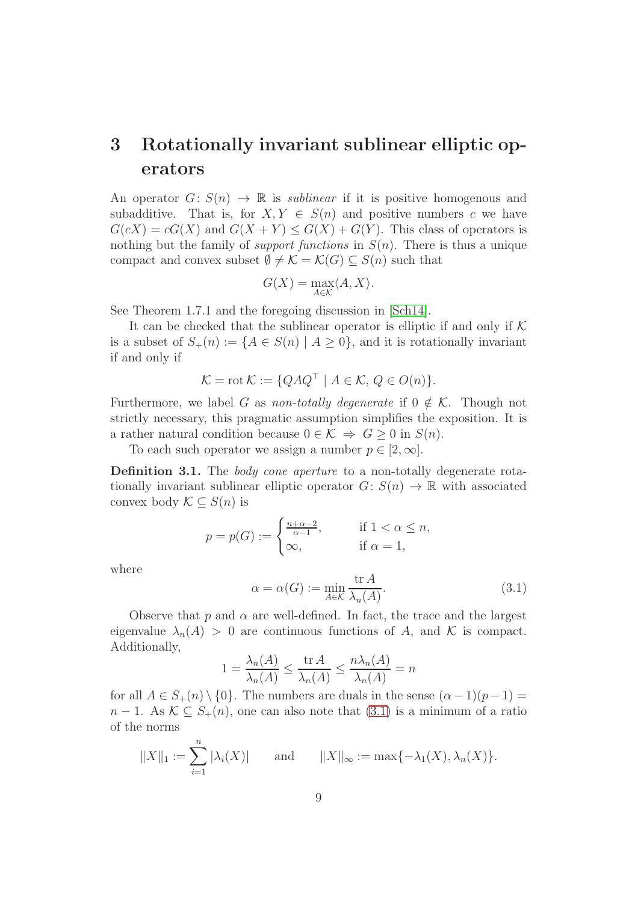# 3 Rotationally invariant sublinear elliptic operators

An operator $G\colon S(n) \to \mathbb{R}$ is *sublinear* if it is positive homogenous and subadditive. That is, for $X, Y \in S(n)$ and positive numbers $c$ we have $G(cX) = cG(X)$ and $G(X+Y) \le G(X) + G(Y)$. This class of operators is nothing but the family of *support functions* in $S(n)$. There is thus a unique compact and convex subset $\emptyset \ne \mathcal{K} = \mathcal{K}(G) \subseteq S(n)$ such that

$$G(X) = \max_{A \in \mathcal{K}} \langle A, X \rangle.$$

See Theorem 1.7.1 and the foregoing discussion in [Sch14].

It can be checked that the sublinear operator is elliptic if and only if $\mathcal{K}$ is a subset of $S_+(n) := \{A \in S(n) \mid A \ge 0\}$, and it is rotationally invariant if and only if

$$\mathcal{K} = \operatorname{rot} \mathcal{K} := \{QAQ^\top \mid A \in \mathcal{K},\, Q \in O(n)\}.$$

Furthermore, we label $G$ as *non-totally degenerate* if $0 \notin \mathcal{K}$. Though not strictly necessary, this pragmatic assumption simplifies the exposition. It is a rather natural condition because $0 \in \mathcal{K} \;\Rightarrow\; G \ge 0$ in $S(n)$.

To each such operator we assign a number $p \in [2, \infty]$.

**Definition 3.1.** The *body cone aperture* to a non-totally degenerate rotationally invariant sublinear elliptic operator $G\colon S(n) \to \mathbb{R}$ with associated convex body $\mathcal{K} \subseteq S(n)$ is

$$p = p(G) := \begin{cases} \frac{n+\alpha-2}{\alpha-1}, & \text{if } 1 < \alpha \le n, \\ \infty, & \text{if } \alpha = 1, \end{cases}$$

where

$$\alpha = \alpha(G) := \min_{A \in \mathcal{K}} \frac{\operatorname{tr} A}{\lambda_n(A)}. \tag{3.1}$$

Observe that $p$ and $\alpha$ are well-defined. In fact, the trace and the largest eigenvalue $\lambda_n(A) > 0$ are continuous functions of $A$, and $\mathcal{K}$ is compact. Additionally,

$$1 = \frac{\lambda_n(A)}{\lambda_n(A)} \le \frac{\operatorname{tr} A}{\lambda_n(A)} \le \frac{n\lambda_n(A)}{\lambda_n(A)} = n$$

for all $A \in S_+(n) \setminus \{0\}$. The numbers are duals in the sense $(\alpha-1)(p-1) = n-1$. As $\mathcal{K} \subseteq S_+(n)$, one can also note that (3.1) is a minimum of a ratio of the norms

$$\|X\|_1 := \sum_{i=1}^{n} |\lambda_i(X)| \qquad \text{and} \qquad \|X\|_\infty := \max\{-\lambda_1(X), \lambda_n(X)\}.$$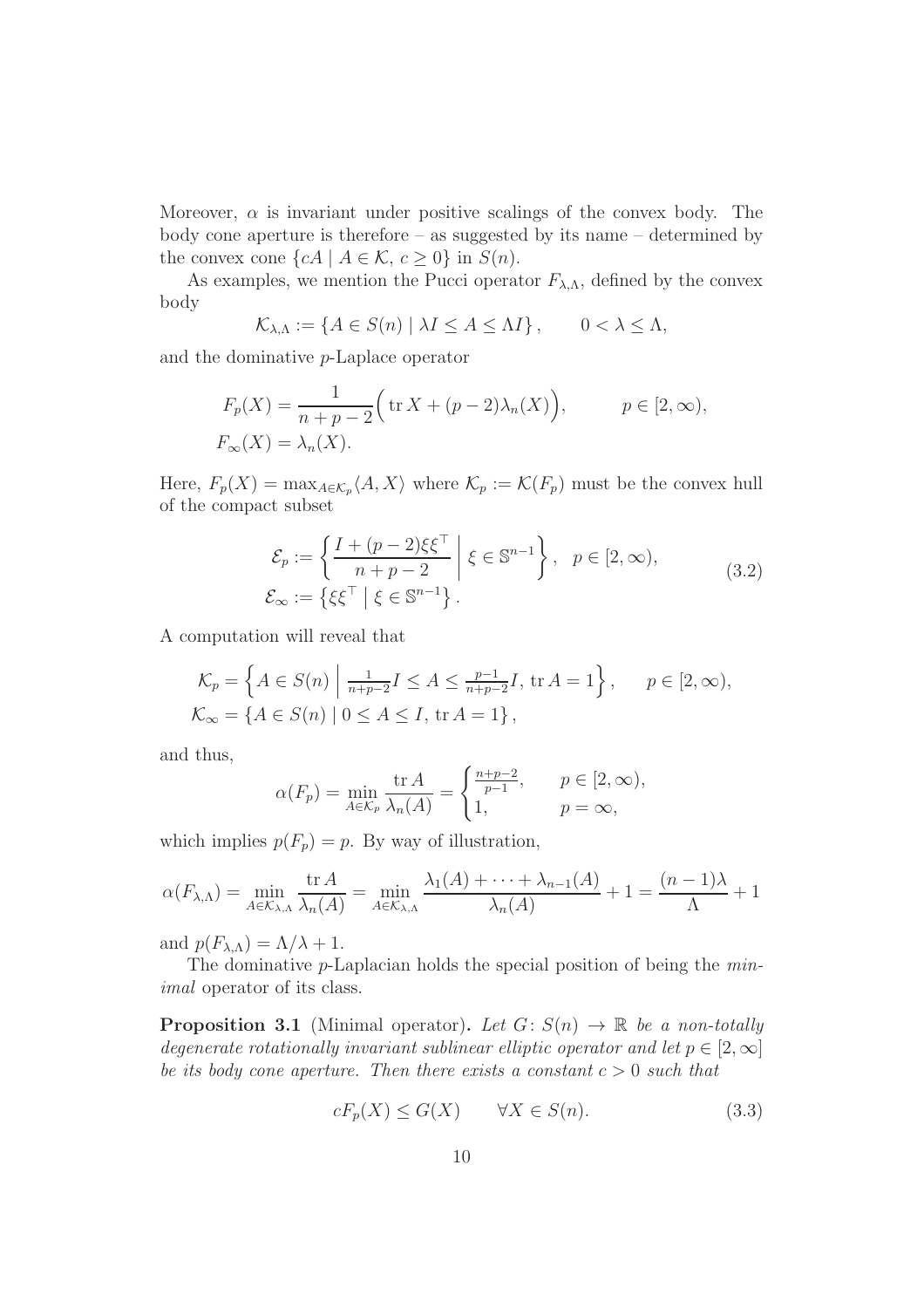Moreover, $\alpha$ is invariant under positive scalings of the convex body. The body cone aperture is therefore – as suggested by its name – determined by the convex cone $\{cA \mid A \in \mathcal{K},\ c \geq 0\}$ in $S(n)$.

As examples, we mention the Pucci operator $F_{\lambda,\Lambda}$, defined by the convex body

$$\mathcal{K}_{\lambda,\Lambda} := \{A \in S(n) \mid \lambda I \leq A \leq \Lambda I\}, \qquad 0 < \lambda \leq \Lambda,$$

and the dominative $p$-Laplace operator

$$\begin{aligned}
F_p(X) &= \frac{1}{n+p-2}\Big(\operatorname{tr} X + (p-2)\lambda_n(X)\Big), \qquad\qquad p \in [2,\infty), \\
F_\infty(X) &= \lambda_n(X).
\end{aligned}$$

Here, $F_p(X) = \max_{A \in \mathcal{K}_p} \langle A, X\rangle$ where $\mathcal{K}_p := \mathcal{K}(F_p)$ must be the convex hull of the compact subset

$$\begin{aligned}
\mathcal{E}_p &:= \left\{ \frac{I + (p-2)\xi\xi^\top}{n+p-2} \;\middle|\; \xi \in \mathbb{S}^{n-1} \right\}, \quad p \in [2,\infty), \\
\mathcal{E}_\infty &:= \left\{ \xi\xi^\top \;\middle|\; \xi \in \mathbb{S}^{n-1} \right\}.
\end{aligned} \tag{3.2}$$

A computation will reveal that

$$\begin{aligned}
\mathcal{K}_p &= \left\{ A \in S(n) \;\middle|\; \tfrac{1}{n+p-2} I \leq A \leq \tfrac{p-1}{n+p-2} I,\ \operatorname{tr} A = 1 \right\}, \qquad p \in [2,\infty), \\
\mathcal{K}_\infty &= \{A \in S(n) \mid 0 \leq A \leq I,\ \operatorname{tr} A = 1\},
\end{aligned}$$

and thus,

$$\alpha(F_p) = \min_{A \in \mathcal{K}_p} \frac{\operatorname{tr} A}{\lambda_n(A)} = \begin{cases} \frac{n+p-2}{p-1}, & p \in [2,\infty), \\ 1, & p = \infty, \end{cases}$$

which implies $p(F_p) = p$. By way of illustration,

$$\alpha(F_{\lambda,\Lambda}) = \min_{A \in \mathcal{K}_{\lambda,\Lambda}} \frac{\operatorname{tr} A}{\lambda_n(A)} = \min_{A \in \mathcal{K}_{\lambda,\Lambda}} \frac{\lambda_1(A) + \cdots + \lambda_{n-1}(A)}{\lambda_n(A)} + 1 = \frac{(n-1)\lambda}{\Lambda} + 1$$

and $p(F_{\lambda,\Lambda}) = \Lambda/\lambda + 1$.

The dominative $p$-Laplacian holds the special position of being the *minimal* operator of its class.

**Proposition 3.1** (Minimal operator)**.** *Let $G\colon S(n) \to \mathbb{R}$ be a non-totally degenerate rotationally invariant sublinear elliptic operator and let $p \in [2,\infty]$ be its body cone aperture. Then there exists a constant $c > 0$ such that*

$$cF_p(X) \leq G(X) \qquad \forall X \in S(n). \tag{3.3}$$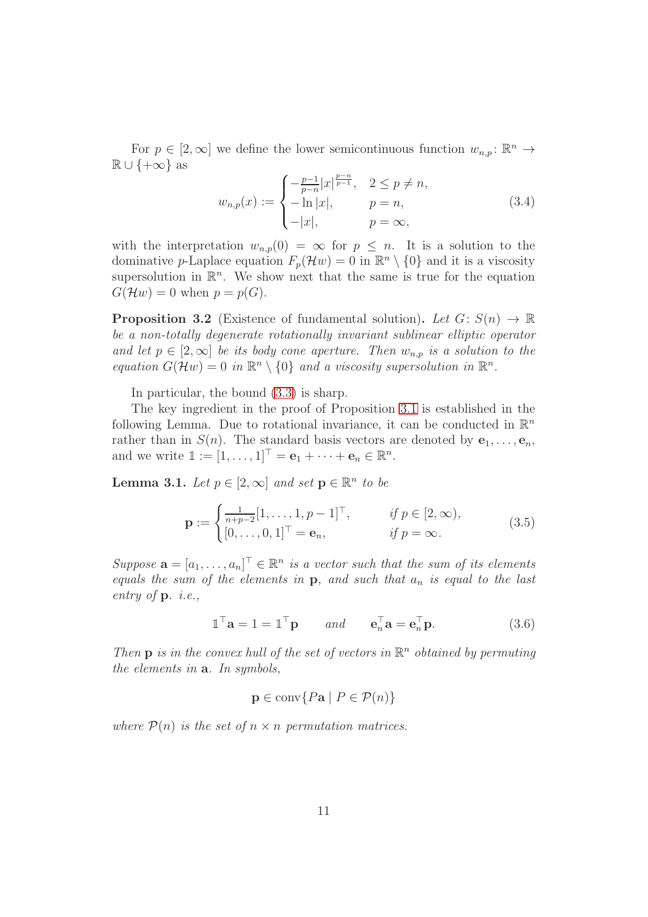For $p \in [2, \infty]$ we define the lower semicontinuous function $w_{n,p} \colon \mathbb{R}^n \to \mathbb{R} \cup \{+\infty\}$ as

$$
w_{n,p}(x) := \begin{cases} -\frac{p-1}{p-n}|x|^{\frac{p-n}{p-1}}, & 2 \le p \neq n, \\ -\ln |x|, & p = n, \\ -|x|, & p = \infty, \end{cases} \tag{3.4}
$$

with the interpretation $w_{n,p}(0) = \infty$ for $p \le n$. It is a solution to the dominative $p$-Laplace equation $F_p(\mathcal{H}w) = 0$ in $\mathbb{R}^n \setminus \{0\}$ and it is a viscosity supersolution in $\mathbb{R}^n$. We show next that the same is true for the equation $G(\mathcal{H}w) = 0$ when $p = p(G)$.

**Proposition 3.2** (Existence of fundamental solution)**.** *Let $G \colon S(n) \to \mathbb{R}$ be a non-totally degenerate rotationally invariant sublinear elliptic operator and let $p \in [2, \infty]$ be its body cone aperture. Then $w_{n,p}$ is a solution to the equation $G(\mathcal{H}w) = 0$ in $\mathbb{R}^n \setminus \{0\}$ and a viscosity supersolution in $\mathbb{R}^n$.*

In particular, the bound (3.3) is sharp.

The key ingredient in the proof of Proposition 3.1 is established in the following Lemma. Due to rotational invariance, it can be conducted in $\mathbb{R}^n$ rather than in $S(n)$. The standard basis vectors are denoted by $\mathbf{e}_1, \ldots, \mathbf{e}_n$, and we write $\mathbb{1} := [1, \ldots, 1]^\top = \mathbf{e}_1 + \cdots + \mathbf{e}_n \in \mathbb{R}^n$.

**Lemma 3.1.** *Let $p \in [2, \infty]$ and set $\mathbf{p} \in \mathbb{R}^n$ to be*

$$
\mathbf{p} := \begin{cases} \frac{1}{n+p-2}[1, \ldots, 1, p-1]^\top, & \text{if } p \in [2, \infty), \\ [0, \ldots, 0, 1]^\top = \mathbf{e}_n, & \text{if } p = \infty. \end{cases} \tag{3.5}
$$

*Suppose $\mathbf{a} = [a_1, \ldots, a_n]^\top \in \mathbb{R}^n$ is a vector such that the sum of its elements equals the sum of the elements in $\mathbf{p}$, and such that $a_n$ is equal to the last entry of $\mathbf{p}$. i.e.,*

$$
\mathbb{1}^\top \mathbf{a} = 1 = \mathbb{1}^\top \mathbf{p} \qquad \text{and} \qquad \mathbf{e}_n^\top \mathbf{a} = \mathbf{e}_n^\top \mathbf{p}. \tag{3.6}
$$

*Then $\mathbf{p}$ is in the convex hull of the set of vectors in $\mathbb{R}^n$ obtained by permuting the elements in $\mathbf{a}$. In symbols,*

$$
\mathbf{p} \in \operatorname{conv}\{P\mathbf{a} \mid P \in \mathcal{P}(n)\}
$$

*where $\mathcal{P}(n)$ is the set of $n \times n$ permutation matrices.*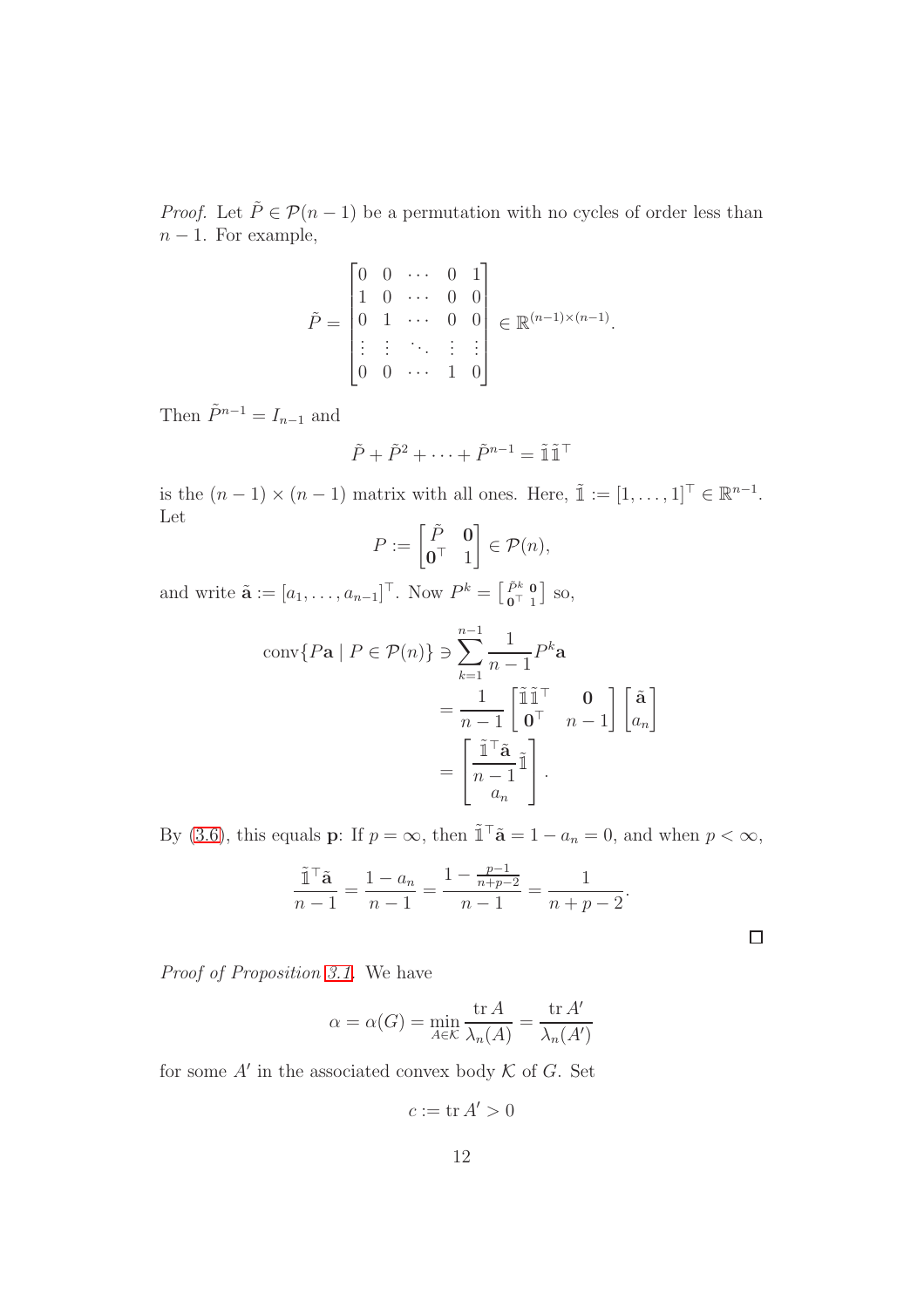*Proof.* Let $\tilde{P} \in \mathcal{P}(n-1)$ be a permutation with no cycles of order less than $n-1$. For example,

$$\tilde{P} = \begin{bmatrix} 0 & 0 & \cdots & 0 & 1 \\ 1 & 0 & \cdots & 0 & 0 \\ 0 & 1 & \cdots & 0 & 0 \\ \vdots & \vdots & \ddots & \vdots & \vdots \\ 0 & 0 & \cdots & 1 & 0 \end{bmatrix} \in \mathbb{R}^{(n-1)\times(n-1)}.$$

Then $\tilde{P}^{n-1} = I_{n-1}$ and

$$\tilde{P} + \tilde{P}^2 + \cdots + \tilde{P}^{n-1} = \tilde{\mathbb{1}}\tilde{\mathbb{1}}^\top$$

is the $(n-1)\times(n-1)$ matrix with all ones. Here, $\tilde{\mathbb{1}} := [1, \ldots, 1]^\top \in \mathbb{R}^{n-1}$. Let

$$P := \begin{bmatrix} \tilde{P} & \mathbf{0} \\ \mathbf{0}^\top & 1 \end{bmatrix} \in \mathcal{P}(n),$$

and write $\tilde{\mathbf{a}} := [a_1, \ldots, a_{n-1}]^\top$. Now $P^k = \left[\begin{smallmatrix} \tilde{P}^k & \mathbf{0} \\ \mathbf{0}^\top & 1 \end{smallmatrix}\right]$ so,

$$\begin{aligned} \operatorname{conv}\{P\mathbf{a} \mid P \in \mathcal{P}(n)\} \ni \sum_{k=1}^{n-1} \frac{1}{n-1} P^k \mathbf{a} &= \frac{1}{n-1} \begin{bmatrix} \tilde{\mathbb{1}}\tilde{\mathbb{1}}^\top & \mathbf{0} \\ \mathbf{0}^\top & n-1 \end{bmatrix} \begin{bmatrix} \tilde{\mathbf{a}} \\ a_n \end{bmatrix} \\ &= \begin{bmatrix} \dfrac{\tilde{\mathbb{1}}^\top \tilde{\mathbf{a}}}{n-1} \tilde{\mathbb{1}} \\ a_n \end{bmatrix}. \end{aligned}$$

By (3.6), this equals $\mathbf{p}$: If $p = \infty$, then $\tilde{\mathbb{1}}^\top \tilde{\mathbf{a}} = 1 - a_n = 0$, and when $p < \infty$,

$$\frac{\tilde{\mathbb{1}}^\top \tilde{\mathbf{a}}}{n-1} = \frac{1 - a_n}{n-1} = \frac{1 - \frac{p-1}{n+p-2}}{n-1} = \frac{1}{n+p-2}.$$

□

*Proof of Proposition 3.1.* We have

$$\alpha = \alpha(G) = \min_{A \in \mathcal{K}} \frac{\operatorname{tr} A}{\lambda_n(A)} = \frac{\operatorname{tr} A'}{\lambda_n(A')}$$

for some $A'$ in the associated convex body $\mathcal{K}$ of $G$. Set

$$c := \operatorname{tr} A' > 0$$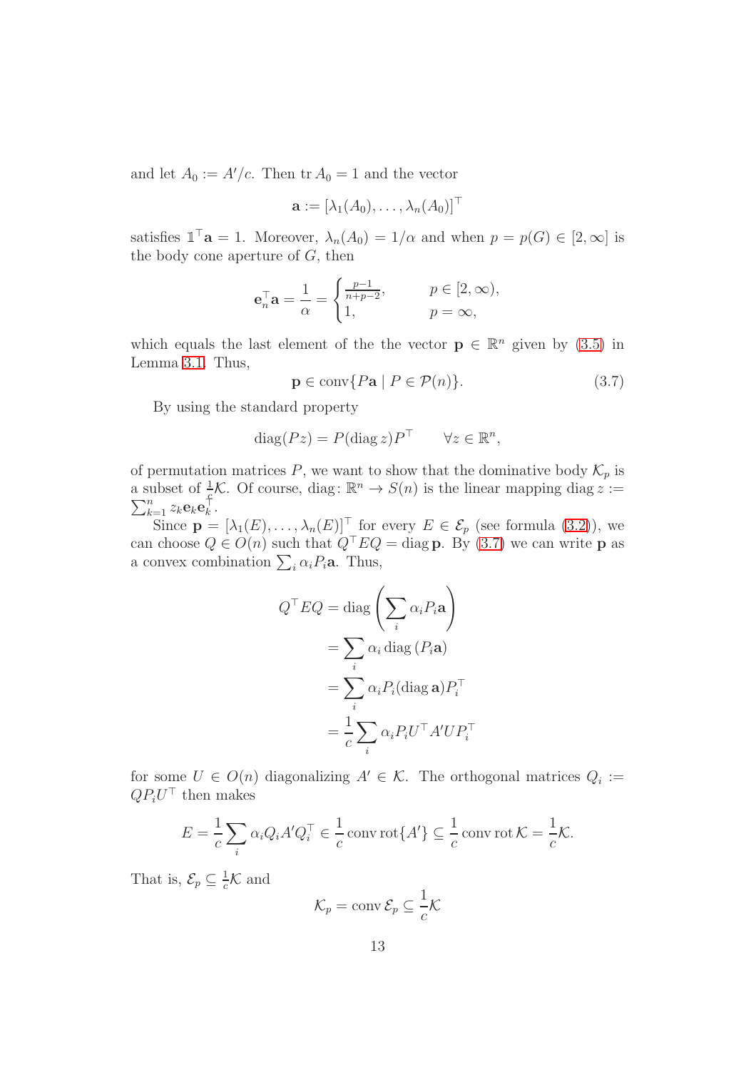and let $A_0 := A'/c$. Then $\operatorname{tr} A_0 = 1$ and the vector

$$\mathbf{a} := [\lambda_1(A_0), \ldots, \lambda_n(A_0)]^\top$$

satisfies $\mathbb{1}^\top \mathbf{a} = 1$. Moreover, $\lambda_n(A_0) = 1/\alpha$ and when $p = p(G) \in [2, \infty]$ is the body cone aperture of $G$, then

$$\mathbf{e}_n^\top \mathbf{a} = \frac{1}{\alpha} = \begin{cases} \frac{p-1}{n+p-2}, & p \in [2, \infty), \\ 1, & p = \infty, \end{cases}$$

which equals the last element of the the vector $\mathbf{p} \in \mathbb{R}^n$ given by (3.5) in Lemma 3.1. Thus,

$$\mathbf{p} \in \operatorname{conv}\{P\mathbf{a} \mid P \in \mathcal{P}(n)\}. \tag{3.7}$$

By using the standard property

$$\operatorname{diag}(Pz) = P(\operatorname{diag} z)P^\top \qquad \forall z \in \mathbb{R}^n,$$

of permutation matrices $P$, we want to show that the dominative body $\mathcal{K}_p$ is a subset of $\frac{1}{c}\mathcal{K}$. Of course, $\operatorname{diag}\colon \mathbb{R}^n \to S(n)$ is the linear mapping $\operatorname{diag} z := \sum_{k=1}^n z_k \mathbf{e}_k \mathbf{e}_k^\top$.

Since $\mathbf{p} = [\lambda_1(E), \ldots, \lambda_n(E)]^\top$ for every $E \in \mathcal{E}_p$ (see formula (3.2)), we can choose $Q \in O(n)$ such that $Q^\top E Q = \operatorname{diag} \mathbf{p}$. By (3.7) we can write $\mathbf{p}$ as a convex combination $\sum_i \alpha_i P_i \mathbf{a}$. Thus,

$$\begin{aligned} Q^\top E Q &= \operatorname{diag}\left(\sum_i \alpha_i P_i \mathbf{a}\right) \\ &= \sum_i \alpha_i \operatorname{diag}(P_i \mathbf{a}) \\ &= \sum_i \alpha_i P_i (\operatorname{diag} \mathbf{a}) P_i^\top \\ &= \frac{1}{c} \sum_i \alpha_i P_i U^\top A' U P_i^\top \end{aligned}$$

for some $U \in O(n)$ diagonalizing $A' \in \mathcal{K}$. The orthogonal matrices $Q_i := Q P_i U^\top$ then makes

$$E = \frac{1}{c} \sum_i \alpha_i Q_i A' Q_i^\top \in \frac{1}{c} \operatorname{conv} \operatorname{rot}\{A'\} \subseteq \frac{1}{c} \operatorname{conv} \operatorname{rot} \mathcal{K} = \frac{1}{c}\mathcal{K}.$$

That is, $\mathcal{E}_p \subseteq \frac{1}{c}\mathcal{K}$ and

$$\mathcal{K}_p = \operatorname{conv} \mathcal{E}_p \subseteq \frac{1}{c}\mathcal{K}$$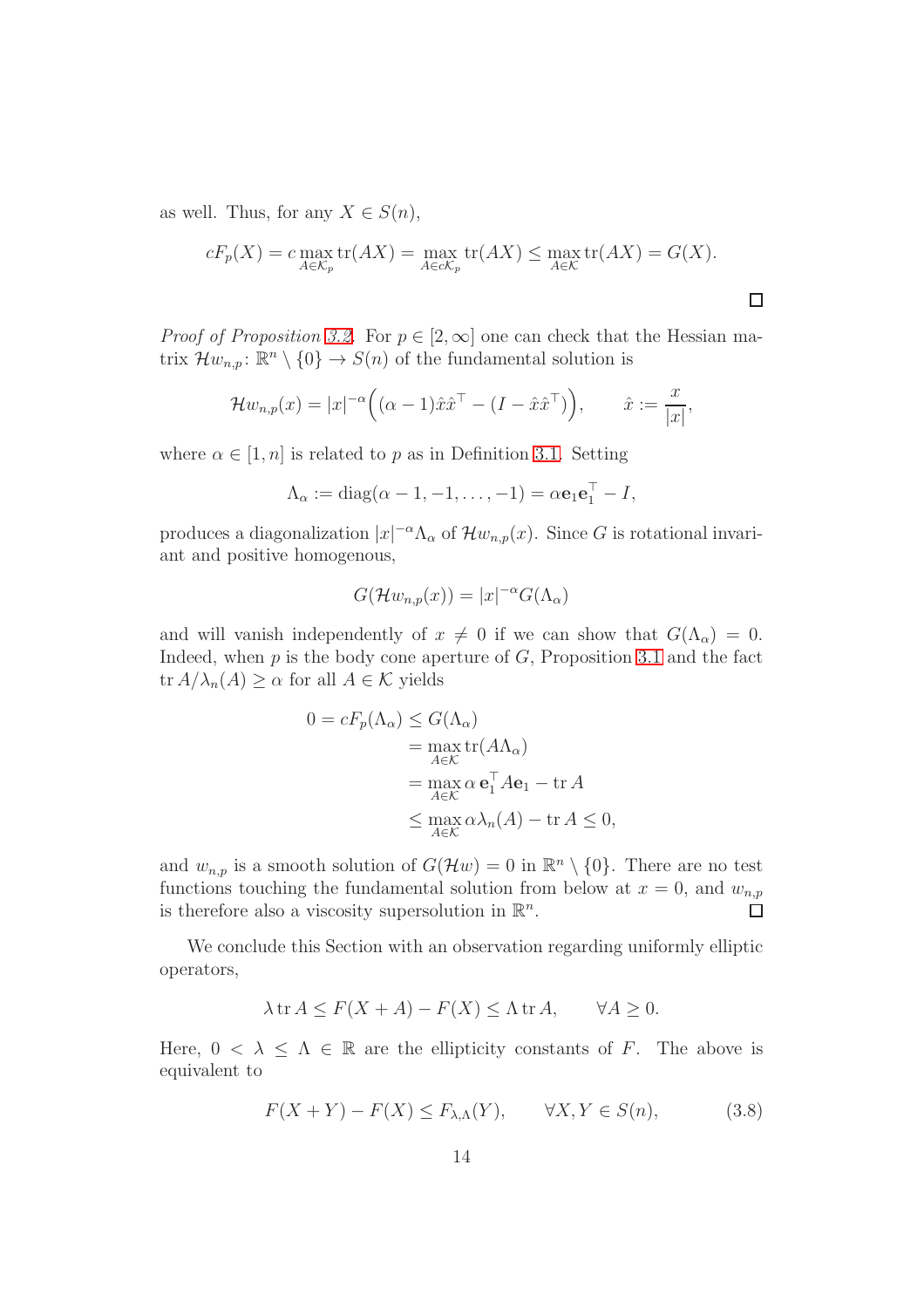as well. Thus, for any $X \in S(n)$,

$$cF_p(X) = c \max_{A \in \mathcal{K}_p} \operatorname{tr}(AX) = \max_{A \in c\mathcal{K}_p} \operatorname{tr}(AX) \leq \max_{A \in \mathcal{K}} \operatorname{tr}(AX) = G(X).$$

□

*Proof of Proposition 3.2.* For $p \in [2, \infty]$ one can check that the Hessian matrix $\mathcal{H}w_{n,p} \colon \mathbb{R}^n \setminus \{0\} \to S(n)$ of the fundamental solution is

$$\mathcal{H}w_{n,p}(x) = |x|^{-\alpha}\Big((\alpha - 1)\hat{x}\hat{x}^\top - (I - \hat{x}\hat{x}^\top)\Big), \qquad \hat{x} := \frac{x}{|x|},$$

where $\alpha \in [1, n]$ is related to $p$ as in Definition 3.1. Setting

$$\Lambda_\alpha := \operatorname{diag}(\alpha - 1, -1, \ldots, -1) = \alpha \mathbf{e}_1 \mathbf{e}_1^\top - I,$$

produces a diagonalization $|x|^{-\alpha}\Lambda_\alpha$ of $\mathcal{H}w_{n,p}(x)$. Since $G$ is rotational invariant and positive homogenous,

$$G(\mathcal{H}w_{n,p}(x)) = |x|^{-\alpha} G(\Lambda_\alpha)$$

and will vanish independently of $x \neq 0$ if we can show that $G(\Lambda_\alpha) = 0$. Indeed, when $p$ is the body cone aperture of $G$, Proposition 3.1 and the fact $\operatorname{tr} A/\lambda_n(A) \geq \alpha$ for all $A \in \mathcal{K}$ yields

$$\begin{aligned}
0 = cF_p(\Lambda_\alpha) &\leq G(\Lambda_\alpha) \\
&= \max_{A \in \mathcal{K}} \operatorname{tr}(A\Lambda_\alpha) \\
&= \max_{A \in \mathcal{K}} \alpha\, \mathbf{e}_1^\top A \mathbf{e}_1 - \operatorname{tr} A \\
&\leq \max_{A \in \mathcal{K}} \alpha \lambda_n(A) - \operatorname{tr} A \leq 0,
\end{aligned}$$

and $w_{n,p}$ is a smooth solution of $G(\mathcal{H}w) = 0$ in $\mathbb{R}^n \setminus \{0\}$. There are no test functions touching the fundamental solution from below at $x = 0$, and $w_{n,p}$ is therefore also a viscosity supersolution in $\mathbb{R}^n$. □

We conclude this Section with an observation regarding uniformly elliptic operators,

$$\lambda \operatorname{tr} A \leq F(X + A) - F(X) \leq \Lambda \operatorname{tr} A, \qquad \forall A \geq 0.$$

Here, $0 < \lambda \leq \Lambda \in \mathbb{R}$ are the ellipticity constants of $F$. The above is equivalent to

$$F(X + Y) - F(X) \leq F_{\lambda,\Lambda}(Y), \qquad \forall X, Y \in S(n), \tag{3.8}$$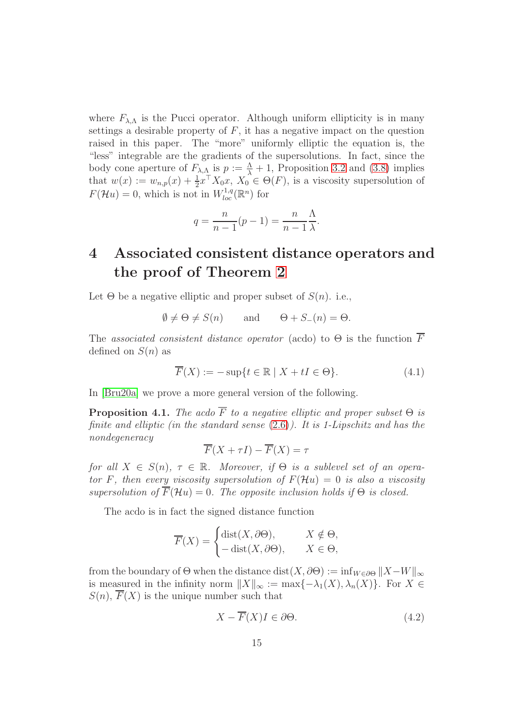where $F_{\lambda,\Lambda}$ is the Pucci operator. Although uniform ellipticity is in many settings a desirable property of $F$, it has a negative impact on the question raised in this paper. The "more" uniformly elliptic the equation is, the "less" integrable are the gradients of the supersolutions. In fact, since the body cone aperture of $F_{\lambda,\Lambda}$ is $p := \frac{\Lambda}{\lambda} + 1$, Proposition 3.2 and (3.8) implies that $w(x) := w_{n,p}(x) + \frac{1}{2}x^\top X_0 x$, $X_0 \in \Theta(F)$, is a viscosity supersolution of $F(\mathcal{H}u) = 0$, which is not in $W^{1,q}_{loc}(\mathbb{R}^n)$ for

$$q = \frac{n}{n-1}(p-1) = \frac{n}{n-1}\frac{\Lambda}{\lambda}.$$

# 4 Associated consistent distance operators and the proof of Theorem 2

Let $\Theta$ be a negative elliptic and proper subset of $S(n)$. i.e.,

$$\emptyset \neq \Theta \neq S(n) \qquad \text{and} \qquad \Theta + S_-(n) = \Theta.$$

The *associated consistent distance operator* (acdo) to $\Theta$ is the function $\overline{F}$ defined on $S(n)$ as

$$\overline{F}(X) := -\sup\{t \in \mathbb{R} \mid X + tI \in \Theta\}. \tag{4.1}$$

In [Bru20a] we prove a more general version of the following.

**Proposition 4.1.** *The acdo $\overline{F}$ to a negative elliptic and proper subset $\Theta$ is finite and elliptic (in the standard sense (2.6)). It is 1-Lipschitz and has the nondegeneracy*

$$\overline{F}(X + \tau I) - \overline{F}(X) = \tau$$

*for all $X \in S(n)$, $\tau \in \mathbb{R}$. Moreover, if $\Theta$ is a sublevel set of an operator $F$, then every viscosity supersolution of $F(\mathcal{H}u) = 0$ is also a viscosity supersolution of $\overline{F}(\mathcal{H}u) = 0$. The opposite inclusion holds if $\Theta$ is closed.*

The acdo is in fact the signed distance function

$$\overline{F}(X) = \begin{cases} \operatorname{dist}(X, \partial\Theta), & X \notin \Theta, \\ -\operatorname{dist}(X, \partial\Theta), & X \in \Theta, \end{cases}$$

from the boundary of $\Theta$ when the distance $\operatorname{dist}(X, \partial\Theta) := \inf_{W \in \partial\Theta} \|X - W\|_\infty$ is measured in the infinity norm $\|X\|_\infty := \max\{-\lambda_1(X), \lambda_n(X)\}$. For $X \in S(n)$, $\overline{F}(X)$ is the unique number such that

$$X - \overline{F}(X)I \in \partial\Theta. \tag{4.2}$$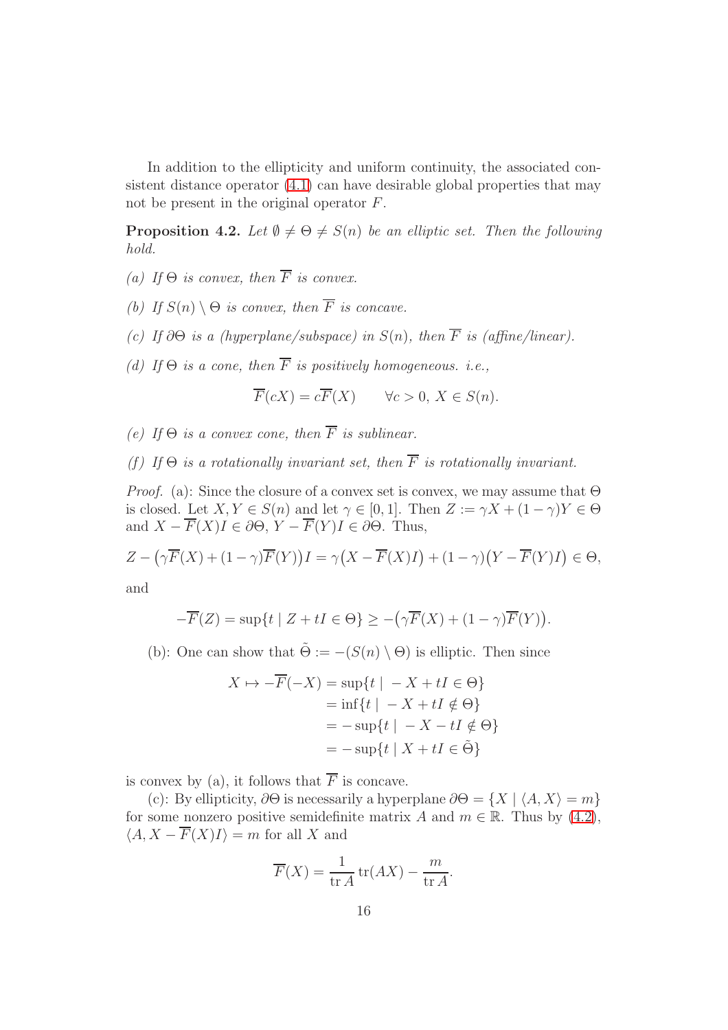In addition to the ellipticity and uniform continuity, the associated consistent distance operator (4.1) can have desirable global properties that may not be present in the original operator $F$.

**Proposition 4.2.** *Let $\emptyset \neq \Theta \neq S(n)$ be an elliptic set. Then the following hold.*

*(a) If $\Theta$ is convex, then $\overline{F}$ is convex.*

*(b) If $S(n) \setminus \Theta$ is convex, then $\overline{F}$ is concave.*

*(c) If $\partial\Theta$ is a (hyperplane/subspace) in $S(n)$, then $\overline{F}$ is (affine/linear).*

*(d) If $\Theta$ is a cone, then $\overline{F}$ is positively homogeneous. i.e.,*

$$\overline{F}(cX) = c\overline{F}(X) \qquad \forall c > 0,\ X \in S(n).$$

*(e) If $\Theta$ is a convex cone, then $\overline{F}$ is sublinear.*

*(f) If $\Theta$ is a rotationally invariant set, then $\overline{F}$ is rotationally invariant.*

*Proof.* (a): Since the closure of a convex set is convex, we may assume that $\Theta$ is closed. Let $X, Y \in S(n)$ and let $\gamma \in [0,1]$. Then $Z := \gamma X + (1-\gamma)Y \in \Theta$ and $X - \overline{F}(X)I \in \partial\Theta$, $Y - \overline{F}(Y)I \in \partial\Theta$. Thus,

$$Z - \big(\gamma\overline{F}(X) + (1-\gamma)\overline{F}(Y)\big)I = \gamma\big(X - \overline{F}(X)I\big) + (1-\gamma)\big(Y - \overline{F}(Y)I\big) \in \Theta,$$

and

$$-\overline{F}(Z) = \sup\{t \mid Z + tI \in \Theta\} \geq -\big(\gamma\overline{F}(X) + (1-\gamma)\overline{F}(Y)\big).$$

(b): One can show that $\tilde{\Theta} := -(S(n) \setminus \Theta)$ is elliptic. Then since

$$\begin{aligned}
X \mapsto -\overline{F}(-X) &= \sup\{t \mid -X + tI \in \Theta\} \\
&= \inf\{t \mid -X + tI \notin \Theta\} \\
&= -\sup\{t \mid -X - tI \notin \Theta\} \\
&= -\sup\{t \mid X + tI \in \tilde{\Theta}\}
\end{aligned}$$

is convex by (a), it follows that $\overline{F}$ is concave.

(c): By ellipticity, $\partial\Theta$ is necessarily a hyperplane $\partial\Theta = \{X \mid \langle A, X\rangle = m\}$ for some nonzero positive semidefinite matrix $A$ and $m \in \mathbb{R}$. Thus by (4.2), $\langle A, X - \overline{F}(X)I\rangle = m$ for all $X$ and

$$\overline{F}(X) = \frac{1}{\operatorname{tr} A}\operatorname{tr}(AX) - \frac{m}{\operatorname{tr} A}.$$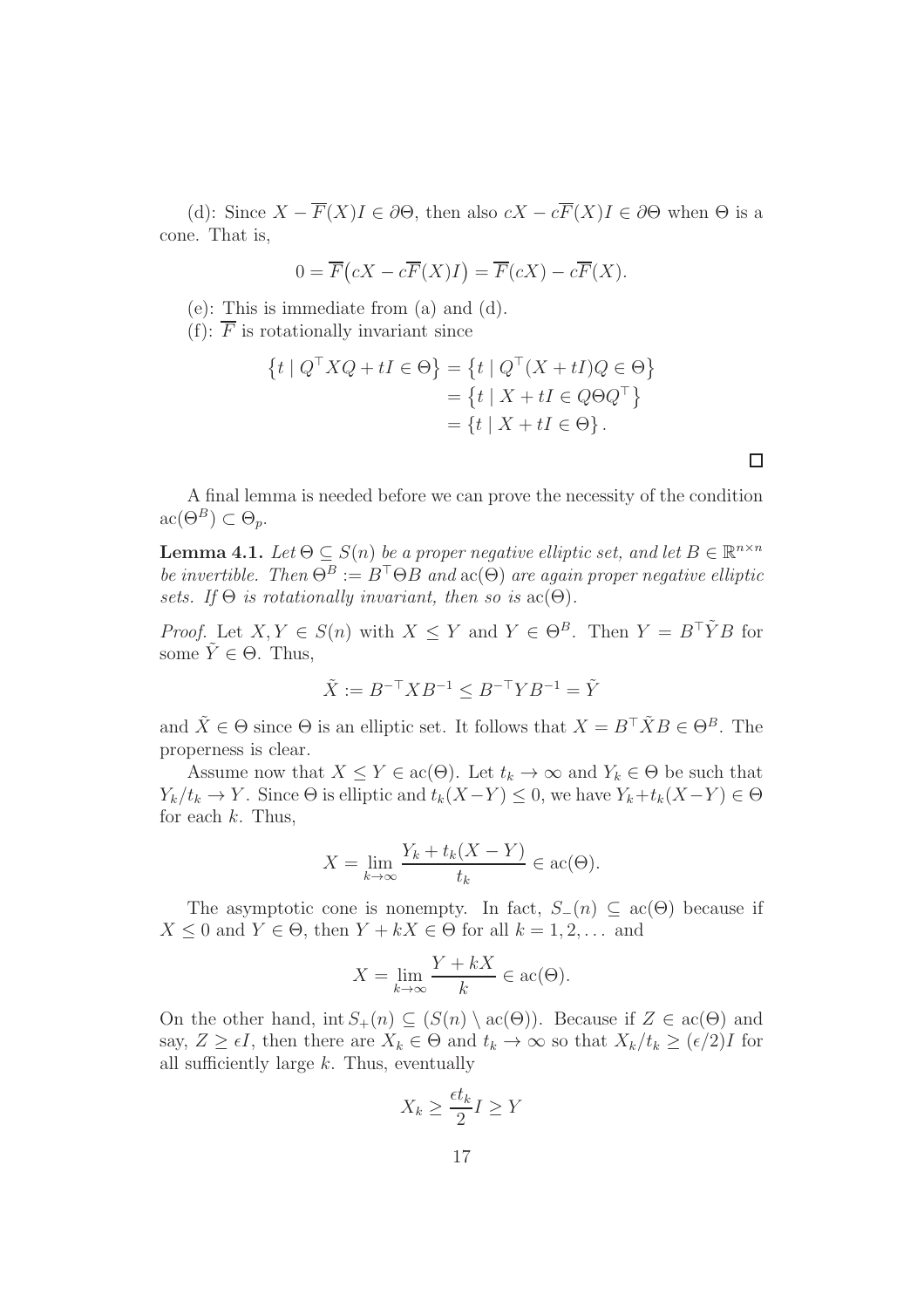(d): Since $X - \overline{F}(X)I \in \partial\Theta$, then also $cX - c\overline{F}(X)I \in \partial\Theta$ when $\Theta$ is a cone. That is,

$$0 = \overline{F}\big(cX - c\overline{F}(X)I\big) = \overline{F}(cX) - c\overline{F}(X).$$

(e): This is immediate from (a) and (d).

(f): $\overline{F}$ is rotationally invariant since

$$\begin{aligned}\left\{t \mid Q^\top X Q + tI \in \Theta\right\} &= \left\{t \mid Q^\top (X + tI) Q \in \Theta\right\} \\ &= \left\{t \mid X + tI \in Q\Theta Q^\top\right\} \\ &= \left\{t \mid X + tI \in \Theta\right\}.\end{aligned}$$

□

A final lemma is needed before we can prove the necessity of the condition $\mathrm{ac}(\Theta^B) \subset \Theta_p$.

**Lemma 4.1.** *Let $\Theta \subseteq S(n)$ be a proper negative elliptic set, and let $B \in \mathbb{R}^{n\times n}$ be invertible. Then $\Theta^B := B^\top \Theta B$ and $\mathrm{ac}(\Theta)$ are again proper negative elliptic sets. If $\Theta$ is rotationally invariant, then so is $\mathrm{ac}(\Theta)$.*

*Proof.* Let $X, Y \in S(n)$ with $X \leq Y$ and $Y \in \Theta^B$. Then $Y = B^\top \tilde{Y} B$ for some $\tilde{Y} \in \Theta$. Thus,

$$\tilde{X} := B^{-\top} X B^{-1} \leq B^{-\top} Y B^{-1} = \tilde{Y}$$

and $\tilde{X} \in \Theta$ since $\Theta$ is an elliptic set. It follows that $X = B^\top \tilde{X} B \in \Theta^B$. The properness is clear.

Assume now that $X \leq Y \in \mathrm{ac}(\Theta)$. Let $t_k \to \infty$ and $Y_k \in \Theta$ be such that $Y_k/t_k \to Y$. Since $\Theta$ is elliptic and $t_k(X-Y) \leq 0$, we have $Y_k + t_k(X-Y) \in \Theta$ for each $k$. Thus,

$$X = \lim_{k\to\infty} \frac{Y_k + t_k(X-Y)}{t_k} \in \mathrm{ac}(\Theta).$$

The asymptotic cone is nonempty. In fact, $S_-(n) \subseteq \mathrm{ac}(\Theta)$ because if $X \leq 0$ and $Y \in \Theta$, then $Y + kX \in \Theta$ for all $k = 1, 2, \ldots$ and

$$X = \lim_{k\to\infty} \frac{Y + kX}{k} \in \mathrm{ac}(\Theta).$$

On the other hand, $\mathrm{int}\, S_+(n) \subseteq (S(n) \setminus \mathrm{ac}(\Theta))$. Because if $Z \in \mathrm{ac}(\Theta)$ and say, $Z \geq \epsilon I$, then there are $X_k \in \Theta$ and $t_k \to \infty$ so that $X_k/t_k \geq (\epsilon/2)I$ for all sufficiently large $k$. Thus, eventually

$$X_k \geq \frac{\epsilon t_k}{2} I \geq Y$$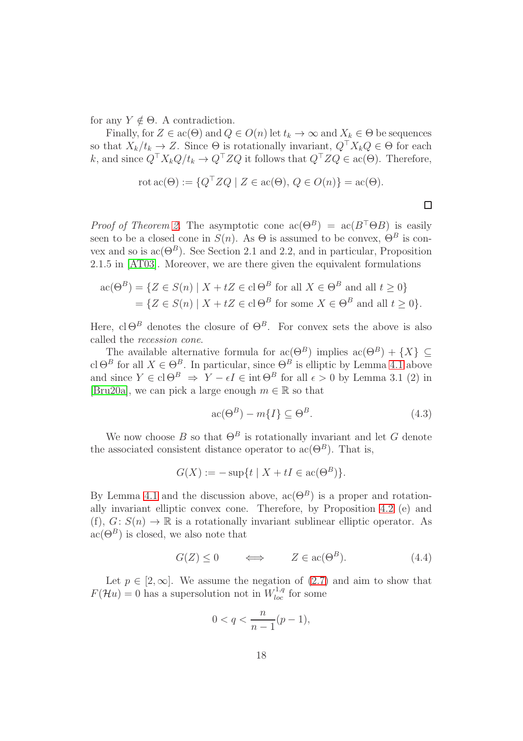for any $Y \notin \Theta$. A contradiction.

Finally, for $Z \in \operatorname{ac}(\Theta)$ and $Q \in O(n)$ let $t_k \to \infty$ and $X_k \in \Theta$ be sequences so that $X_k/t_k \to Z$. Since $\Theta$ is rotationally invariant, $Q^\top X_k Q \in \Theta$ for each $k$, and since $Q^\top X_k Q/t_k \to Q^\top Z Q$ it follows that $Q^\top Z Q \in \operatorname{ac}(\Theta)$. Therefore,

$$\operatorname{rot}\operatorname{ac}(\Theta) := \{Q^\top Z Q \mid Z \in \operatorname{ac}(\Theta),\, Q \in O(n)\} = \operatorname{ac}(\Theta).$$

□

*Proof of Theorem 2.* The asymptotic cone $\operatorname{ac}(\Theta^B) = \operatorname{ac}(B^\top \Theta B)$ is easily seen to be a closed cone in $S(n)$. As $\Theta$ is assumed to be convex, $\Theta^B$ is convex and so is $\operatorname{ac}(\Theta^B)$. See Section 2.1 and 2.2, and in particular, Proposition 2.1.5 in [AT03]. Moreover, we are there given the equivalent formulations

$$\begin{aligned}
\operatorname{ac}(\Theta^B) &= \{Z \in S(n) \mid X + tZ \in \operatorname{cl}\Theta^B \text{ for all } X \in \Theta^B \text{ and all } t \geq 0\} \\
&= \{Z \in S(n) \mid X + tZ \in \operatorname{cl}\Theta^B \text{ for some } X \in \Theta^B \text{ and all } t \geq 0\}.
\end{aligned}$$

Here, $\operatorname{cl}\Theta^B$ denotes the closure of $\Theta^B$. For convex sets the above is also called the *recession cone*.

The available alternative formula for $\operatorname{ac}(\Theta^B)$ implies $\operatorname{ac}(\Theta^B) + \{X\} \subseteq \operatorname{cl}\Theta^B$ for all $X \in \Theta^B$. In particular, since $\Theta^B$ is elliptic by Lemma 4.1 above and since $Y \in \operatorname{cl}\Theta^B \Rightarrow Y - \epsilon I \in \operatorname{int}\Theta^B$ for all $\epsilon > 0$ by Lemma 3.1 (2) in [Bru20a], we can pick a large enough $m \in \mathbb{R}$ so that

$$\operatorname{ac}(\Theta^B) - m\{I\} \subseteq \Theta^B. \tag{4.3}$$

We now choose $B$ so that $\Theta^B$ is rotationally invariant and let $G$ denote the associated consistent distance operator to $\operatorname{ac}(\Theta^B)$. That is,

$$G(X) := -\sup\{t \mid X + tI \in \operatorname{ac}(\Theta^B)\}.$$

By Lemma 4.1 and the discussion above, $\operatorname{ac}(\Theta^B)$ is a proper and rotationally invariant elliptic convex cone. Therefore, by Proposition 4.2 (e) and (f), $G\colon S(n) \to \mathbb{R}$ is a rotationally invariant sublinear elliptic operator. As $\operatorname{ac}(\Theta^B)$ is closed, we also note that

$$G(Z) \leq 0 \qquad \Longleftrightarrow \qquad Z \in \operatorname{ac}(\Theta^B). \tag{4.4}$$

Let $p \in [2, \infty]$. We assume the negation of (2.7) and aim to show that $F(\mathcal{H}u) = 0$ has a supersolution not in $W^{1,q}_{loc}$ for some

$$0 < q < \frac{n}{n-1}(p-1),$$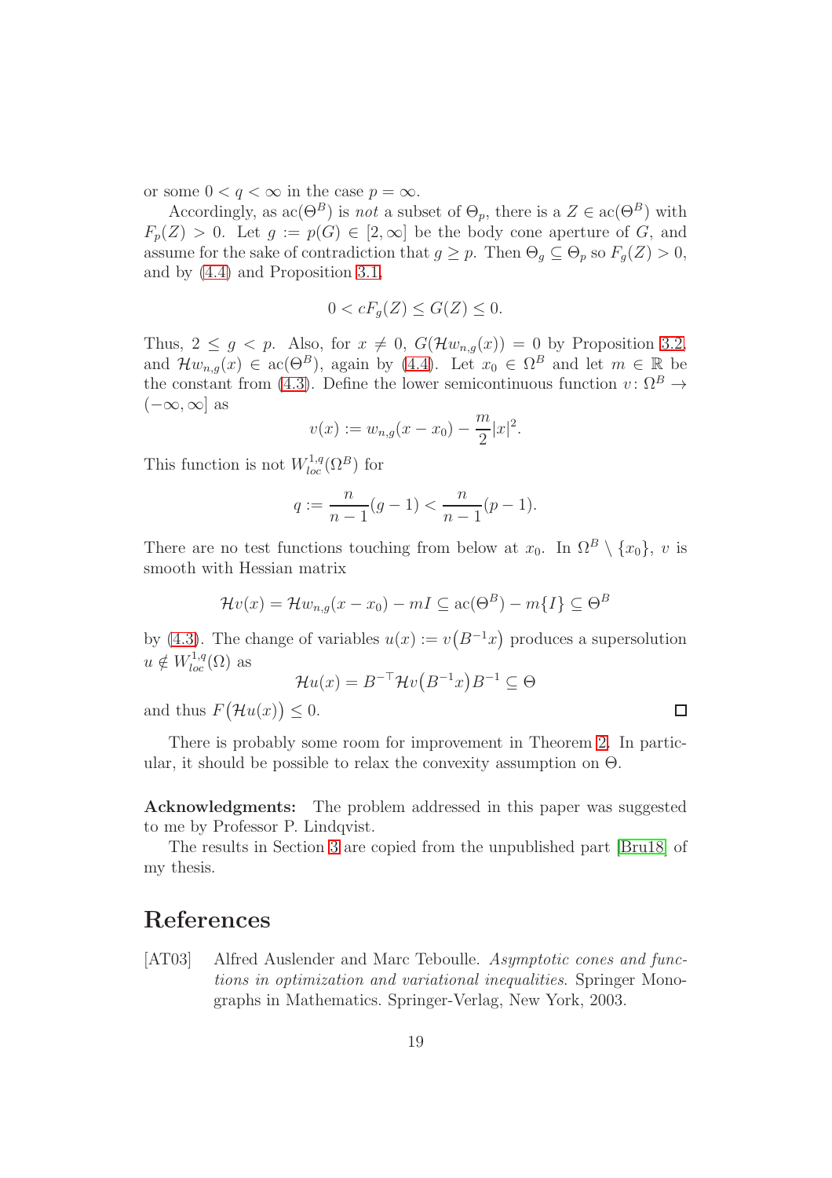or some $0 < q < \infty$ in the case $p = \infty$.

Accordingly, as $\operatorname{ac}(\Theta^B)$ is *not* a subset of $\Theta_p$, there is a $Z \in \operatorname{ac}(\Theta^B)$ with $F_p(Z) > 0$. Let $g := p(G) \in [2, \infty]$ be the body cone aperture of $G$, and assume for the sake of contradiction that $g \geq p$. Then $\Theta_g \subseteq \Theta_p$ so $F_g(Z) > 0$, and by (4.4) and Proposition 3.1,

$$0 < cF_g(Z) \leq G(Z) \leq 0.$$

Thus, $2 \leq g < p$. Also, for $x \neq 0$, $G(\mathcal{H}w_{n,g}(x)) = 0$ by Proposition 3.2, and $\mathcal{H}w_{n,g}(x) \in \operatorname{ac}(\Theta^B)$, again by (4.4). Let $x_0 \in \Omega^B$ and let $m \in \mathbb{R}$ be the constant from (4.3). Define the lower semicontinuous function $v \colon \Omega^B \to (-\infty, \infty]$ as

$$v(x) := w_{n,g}(x - x_0) - \frac{m}{2}|x|^2.$$

This function is not $W^{1,q}_{loc}(\Omega^B)$ for

$$q := \frac{n}{n-1}(g-1) < \frac{n}{n-1}(p-1).$$

There are no test functions touching from below at $x_0$. In $\Omega^B \setminus \{x_0\}$, $v$ is smooth with Hessian matrix

$$\mathcal{H}v(x) = \mathcal{H}w_{n,g}(x - x_0) - mI \subseteq \operatorname{ac}(\Theta^B) - m\{I\} \subseteq \Theta^B$$

by (4.3). The change of variables $u(x) := v\big(B^{-1}x\big)$ produces a supersolution $u \notin W^{1,q}_{loc}(\Omega)$ as

$$\mathcal{H}u(x) = B^{-\top}\mathcal{H}v\big(B^{-1}x\big)B^{-1} \subseteq \Theta$$

and thus $F\big(\mathcal{H}u(x)\big) \leq 0$. □

There is probably some room for improvement in Theorem 2. In particular, it should be possible to relax the convexity assumption on $\Theta$.

**Acknowledgments:** The problem addressed in this paper was suggested to me by Professor P. Lindqvist.

The results in Section 3 are copied from the unpublished part [Bru18] of my thesis.

# References

[AT03] Alfred Auslender and Marc Teboulle. *Asymptotic cones and functions in optimization and variational inequalities*. Springer Monographs in Mathematics. Springer-Verlag, New York, 2003.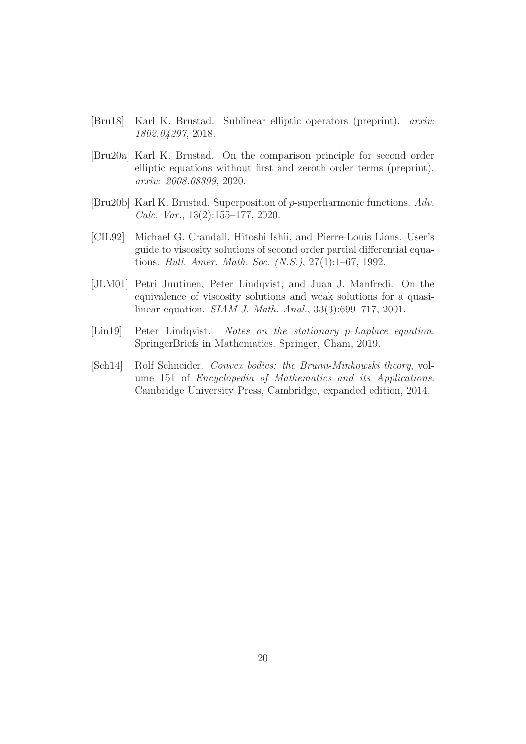[Bru18] Karl K. Brustad. Sublinear elliptic operators (preprint). *arxiv: 1802.04297*, 2018.

[Bru20a] Karl K. Brustad. On the comparison principle for second order elliptic equations without first and zeroth order terms (preprint). *arxiv: 2008.08399*, 2020.

[Bru20b] Karl K. Brustad. Superposition of $p$-superharmonic functions. *Adv. Calc. Var.*, 13(2):155–177, 2020.

[CIL92] Michael G. Crandall, Hitoshi Ishii, and Pierre-Louis Lions. User's guide to viscosity solutions of second order partial differential equations. *Bull. Amer. Math. Soc. (N.S.)*, 27(1):1–67, 1992.

[JLM01] Petri Juutinen, Peter Lindqvist, and Juan J. Manfredi. On the equivalence of viscosity solutions and weak solutions for a quasi-linear equation. *SIAM J. Math. Anal.*, 33(3):699–717, 2001.

[Lin19] Peter Lindqvist. *Notes on the stationary $p$-Laplace equation*. SpringerBriefs in Mathematics. Springer, Cham, 2019.

[Sch14] Rolf Schneider. *Convex bodies: the Brunn-Minkowski theory*, volume 151 of *Encyclopedia of Mathematics and its Applications*. Cambridge University Press, Cambridge, expanded edition, 2014.